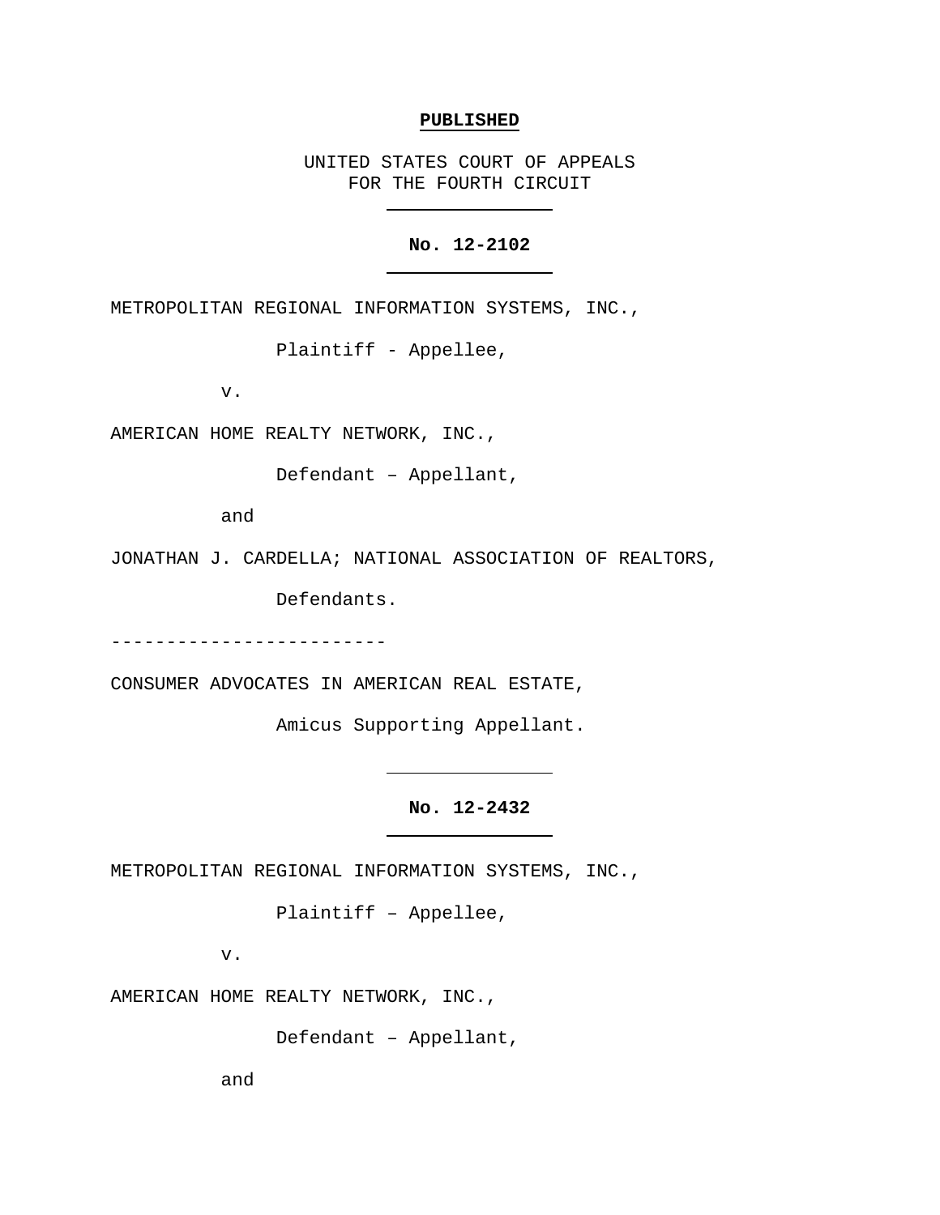**PUBLISHED**

UNITED STATES COURT OF APPEALS
FOR THE FOURTH CIRCUIT

---

**No. 12-2102**

---

METROPOLITAN REGIONAL INFORMATION SYSTEMS, INC.,

Plaintiff - Appellee,

v.

AMERICAN HOME REALTY NETWORK, INC.,

Defendant – Appellant,

and

JONATHAN J. CARDELLA; NATIONAL ASSOCIATION OF REALTORS,

Defendants.

-------------------------

CONSUMER ADVOCATES IN AMERICAN REAL ESTATE,

Amicus Supporting Appellant.

---

**No. 12-2432**

---

METROPOLITAN REGIONAL INFORMATION SYSTEMS, INC.,

Plaintiff – Appellee,

v.

AMERICAN HOME REALTY NETWORK, INC.,

Defendant – Appellant,

and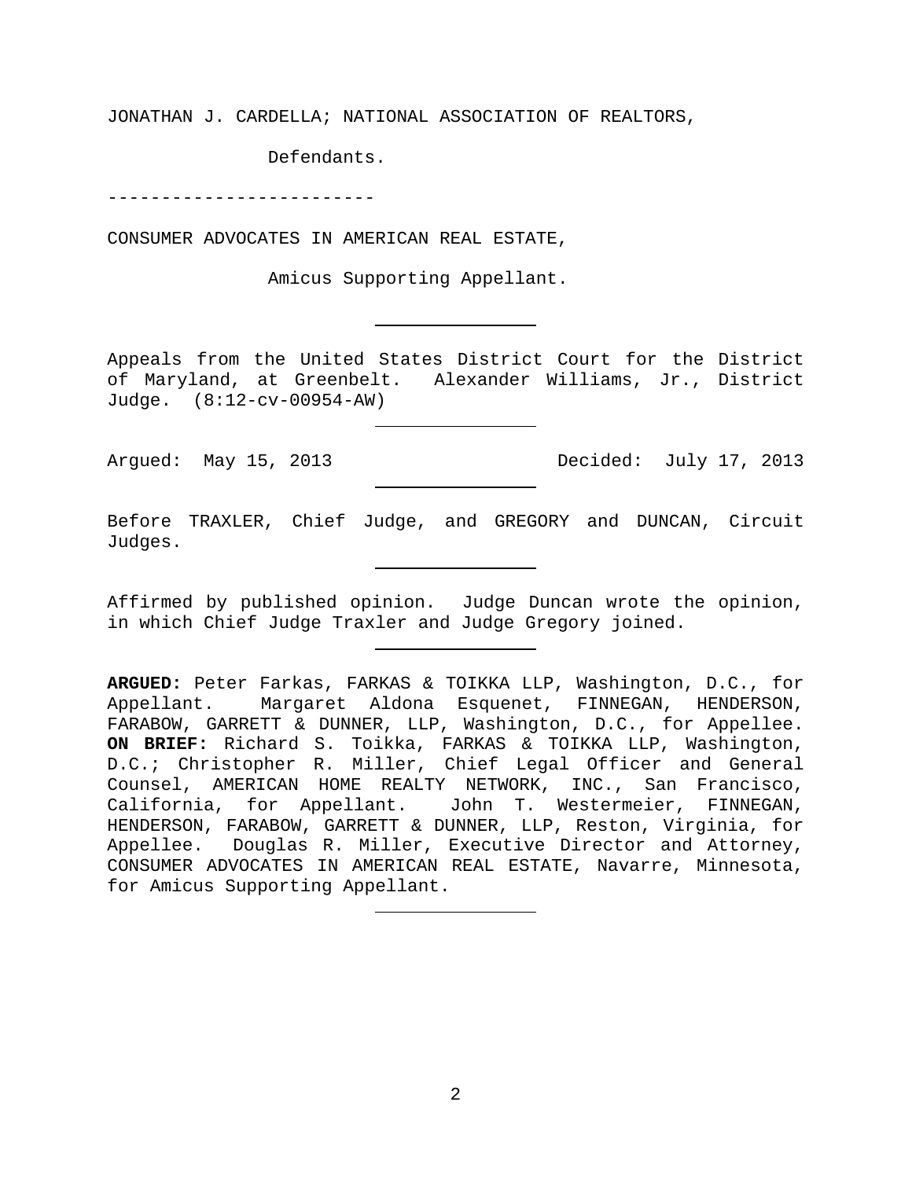JONATHAN J. CARDELLA; NATIONAL ASSOCIATION OF REALTORS,

Defendants.

------------------------

CONSUMER ADVOCATES IN AMERICAN REAL ESTATE,

Amicus Supporting Appellant.

---

Appeals from the United States District Court for the District of Maryland, at Greenbelt. Alexander Williams, Jr., District Judge. (8:12-cv-00954-AW)

---

Argued: May 15, 2013 Decided: July 17, 2013

---

Before TRAXLER, Chief Judge, and GREGORY and DUNCAN, Circuit Judges.

---

Affirmed by published opinion. Judge Duncan wrote the opinion, in which Chief Judge Traxler and Judge Gregory joined.

---

**ARGUED:** Peter Farkas, FARKAS & TOIKKA LLP, Washington, D.C., for Appellant. Margaret Aldona Esquenet, FINNEGAN, HENDERSON, FARABOW, GARRETT & DUNNER, LLP, Washington, D.C., for Appellee. **ON BRIEF:** Richard S. Toikka, FARKAS & TOIKKA LLP, Washington, D.C.; Christopher R. Miller, Chief Legal Officer and General Counsel, AMERICAN HOME REALTY NETWORK, INC., San Francisco, California, for Appellant. John T. Westermeier, FINNEGAN, HENDERSON, FARABOW, GARRETT & DUNNER, LLP, Reston, Virginia, for Appellee. Douglas R. Miller, Executive Director and Attorney, CONSUMER ADVOCATES IN AMERICAN REAL ESTATE, Navarre, Minnesota, for Amicus Supporting Appellant.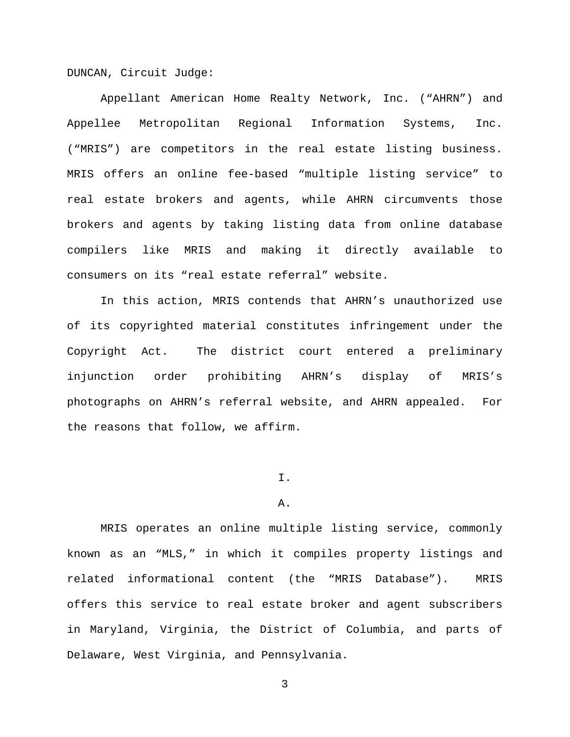DUNCAN, Circuit Judge:

Appellant American Home Realty Network, Inc. ("AHRN") and Appellee Metropolitan Regional Information Systems, Inc. ("MRIS") are competitors in the real estate listing business. MRIS offers an online fee-based "multiple listing service" to real estate brokers and agents, while AHRN circumvents those brokers and agents by taking listing data from online database compilers like MRIS and making it directly available to consumers on its "real estate referral" website.

In this action, MRIS contends that AHRN's unauthorized use of its copyrighted material constitutes infringement under the Copyright Act. The district court entered a preliminary injunction order prohibiting AHRN's display of MRIS's photographs on AHRN's referral website, and AHRN appealed. For the reasons that follow, we affirm.

## I.

### A.

MRIS operates an online multiple listing service, commonly known as an "MLS," in which it compiles property listings and related informational content (the "MRIS Database"). MRIS offers this service to real estate broker and agent subscribers in Maryland, Virginia, the District of Columbia, and parts of Delaware, West Virginia, and Pennsylvania.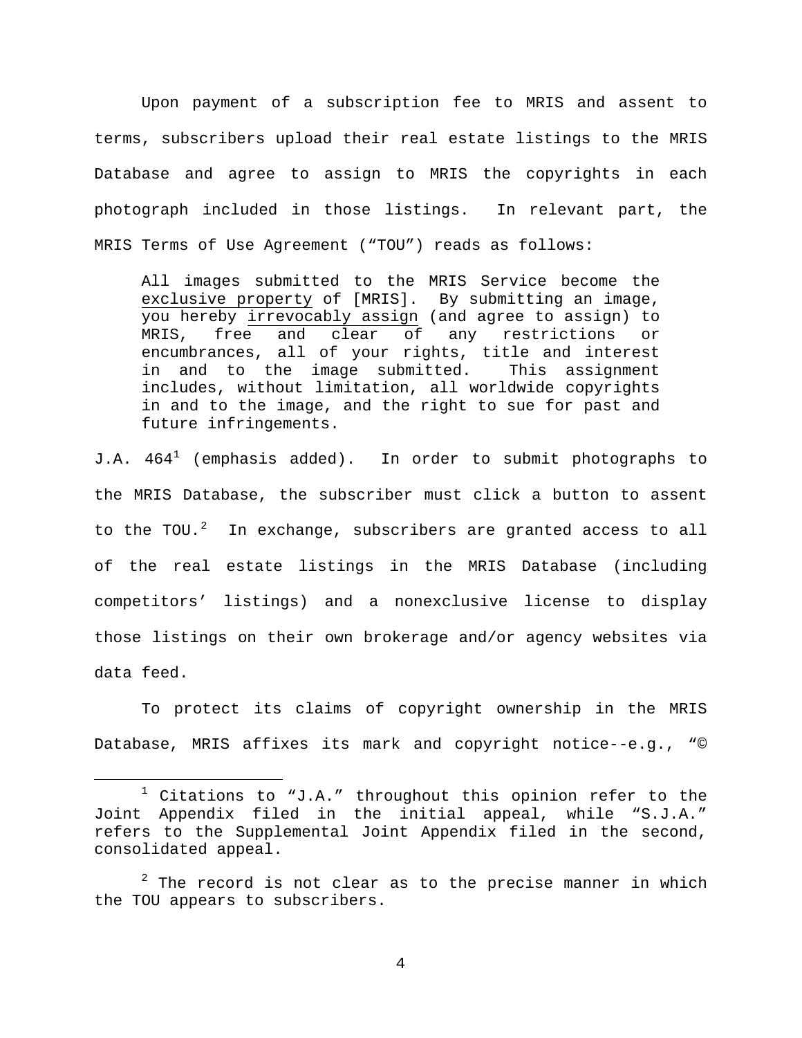Upon payment of a subscription fee to MRIS and assent to terms, subscribers upload their real estate listings to the MRIS Database and agree to assign to MRIS the copyrights in each photograph included in those listings. In relevant part, the MRIS Terms of Use Agreement ("TOU") reads as follows:

> All images submitted to the MRIS Service become the <u>exclusive property</u> of [MRIS]. By submitting an image, you hereby <u>irrevocably assign</u> (and agree to assign) to MRIS, free and clear of any restrictions or encumbrances, all of your rights, title and interest in and to the image submitted. This assignment includes, without limitation, all worldwide copyrights in and to the image, and the right to sue for past and future infringements.

J.A. 464[1] (emphasis added). In order to submit photographs to the MRIS Database, the subscriber must click a button to assent to the TOU.[2] In exchange, subscribers are granted access to all of the real estate listings in the MRIS Database (including competitors' listings) and a nonexclusive license to display those listings on their own brokerage and/or agency websites via data feed.

To protect its claims of copyright ownership in the MRIS Database, MRIS affixes its mark and copyright notice--e.g., "©

---

[1] Citations to "J.A." throughout this opinion refer to the Joint Appendix filed in the initial appeal, while "S.J.A." refers to the Supplemental Joint Appendix filed in the second, consolidated appeal.

[2] The record is not clear as to the precise manner in which the TOU appears to subscribers.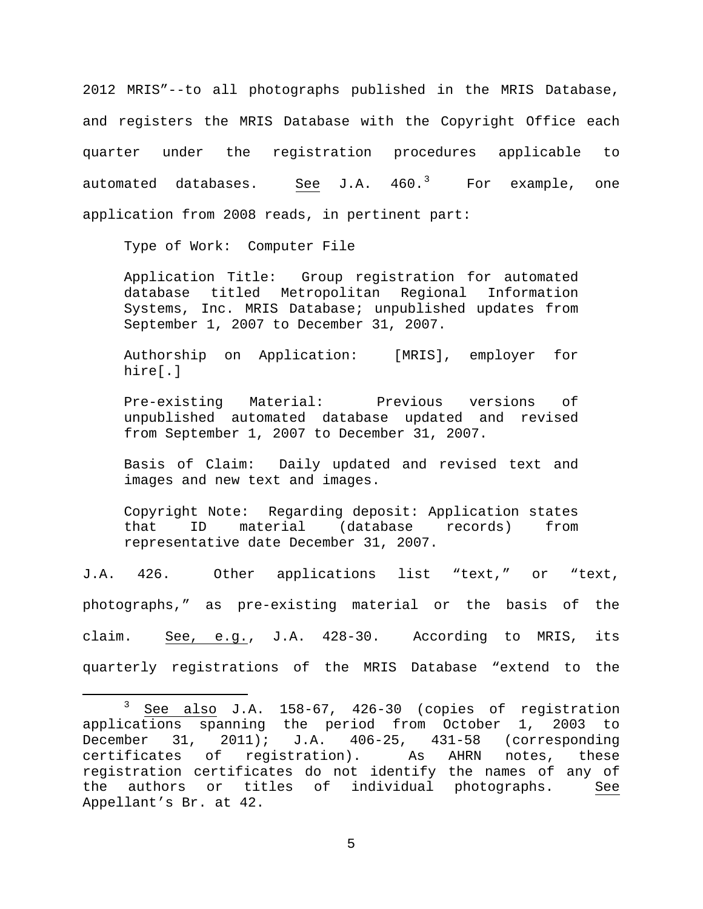2012 MRIS”--to all photographs published in the MRIS Database, and registers the MRIS Database with the Copyright Office each quarter under the registration procedures applicable to automated databases. See J.A. 460.[3] For example, one application from 2008 reads, in pertinent part:

> Type of Work: Computer File
>
> Application Title: Group registration for automated database titled Metropolitan Regional Information Systems, Inc. MRIS Database; unpublished updates from September 1, 2007 to December 31, 2007.
>
> Authorship on Application: [MRIS], employer for hire[.]
>
> Pre-existing Material: Previous versions of unpublished automated database updated and revised from September 1, 2007 to December 31, 2007.
>
> Basis of Claim: Daily updated and revised text and images and new text and images.
>
> Copyright Note: Regarding deposit: Application states that ID material (database records) from representative date December 31, 2007.

J.A. 426. Other applications list “text,” or “text, photographs,” as pre-existing material or the basis of the claim. See, e.g., J.A. 428-30. According to MRIS, its quarterly registrations of the MRIS Database “extend to the

---

[3] See also J.A. 158-67, 426-30 (copies of registration applications spanning the period from October 1, 2003 to December 31, 2011); J.A. 406-25, 431-58 (corresponding certificates of registration). As AHRN notes, these registration certificates do not identify the names of any of the authors or titles of individual photographs. See Appellant’s Br. at 42.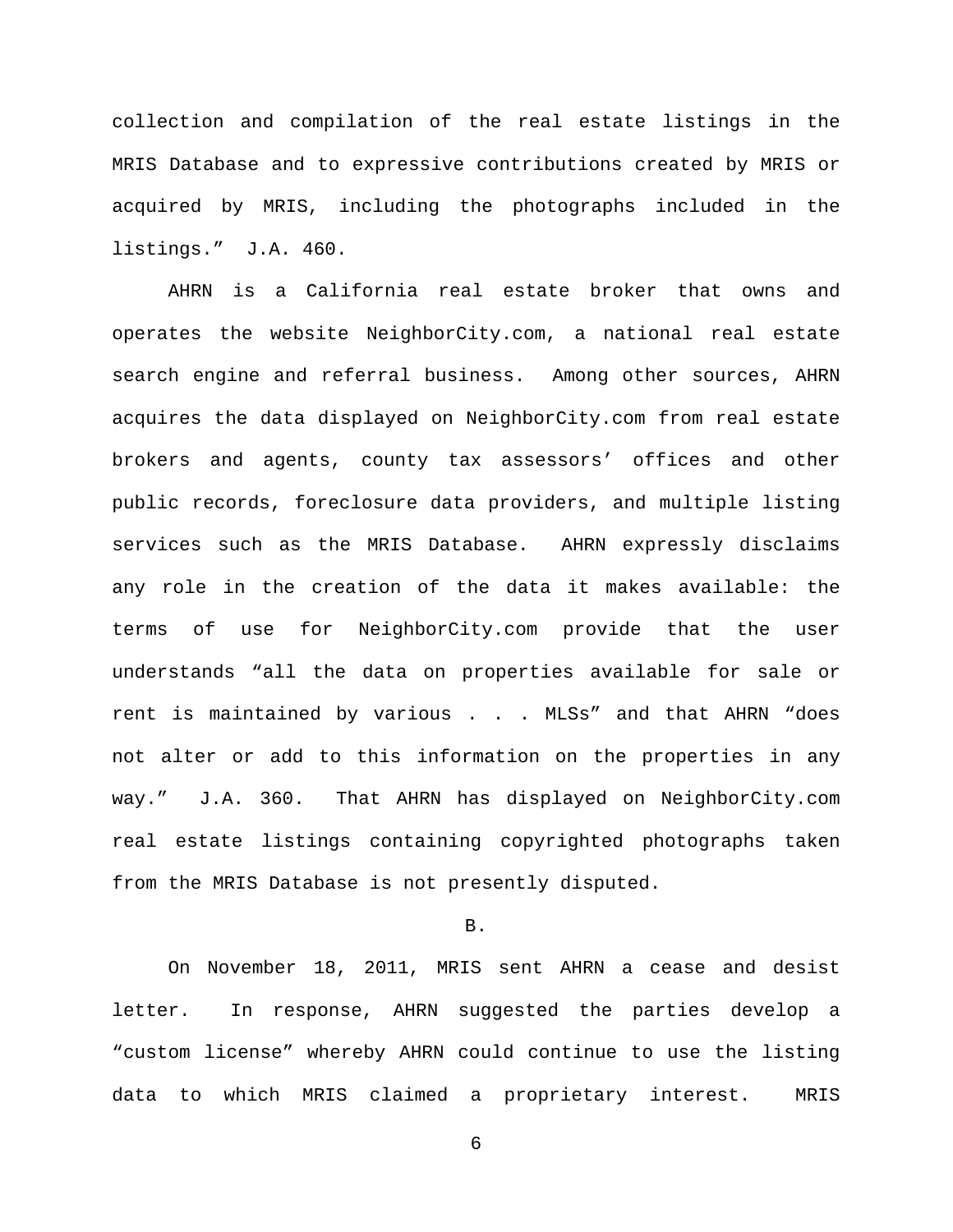collection and compilation of the real estate listings in the MRIS Database and to expressive contributions created by MRIS or acquired by MRIS, including the photographs included in the listings." J.A. 460.

AHRN is a California real estate broker that owns and operates the website NeighborCity.com, a national real estate search engine and referral business. Among other sources, AHRN acquires the data displayed on NeighborCity.com from real estate brokers and agents, county tax assessors' offices and other public records, foreclosure data providers, and multiple listing services such as the MRIS Database. AHRN expressly disclaims any role in the creation of the data it makes available: the terms of use for NeighborCity.com provide that the user understands "all the data on properties available for sale or rent is maintained by various . . . MLSs" and that AHRN "does not alter or add to this information on the properties in any way." J.A. 360. That AHRN has displayed on NeighborCity.com real estate listings containing copyrighted photographs taken from the MRIS Database is not presently disputed.

B.

On November 18, 2011, MRIS sent AHRN a cease and desist letter. In response, AHRN suggested the parties develop a "custom license" whereby AHRN could continue to use the listing data to which MRIS claimed a proprietary interest. MRIS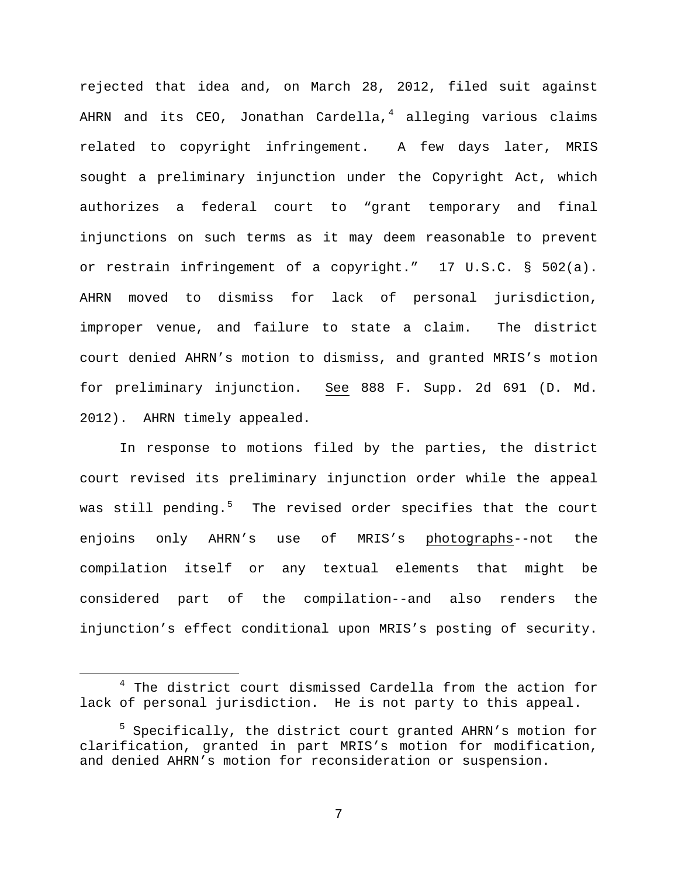rejected that idea and, on March 28, 2012, filed suit against AHRN and its CEO, Jonathan Cardella,[4] alleging various claims related to copyright infringement. A few days later, MRIS sought a preliminary injunction under the Copyright Act, which authorizes a federal court to "grant temporary and final injunctions on such terms as it may deem reasonable to prevent or restrain infringement of a copyright." 17 U.S.C. § 502(a). AHRN moved to dismiss for lack of personal jurisdiction, improper venue, and failure to state a claim. The district court denied AHRN's motion to dismiss, and granted MRIS's motion for preliminary injunction. See 888 F. Supp. 2d 691 (D. Md. 2012). AHRN timely appealed.

In response to motions filed by the parties, the district court revised its preliminary injunction order while the appeal was still pending.[5] The revised order specifies that the court enjoins only AHRN's use of MRIS's photographs--not the compilation itself or any textual elements that might be considered part of the compilation--and also renders the injunction's effect conditional upon MRIS's posting of security.

---

[4] The district court dismissed Cardella from the action for lack of personal jurisdiction. He is not party to this appeal.

[5] Specifically, the district court granted AHRN's motion for clarification, granted in part MRIS's motion for modification, and denied AHRN's motion for reconsideration or suspension.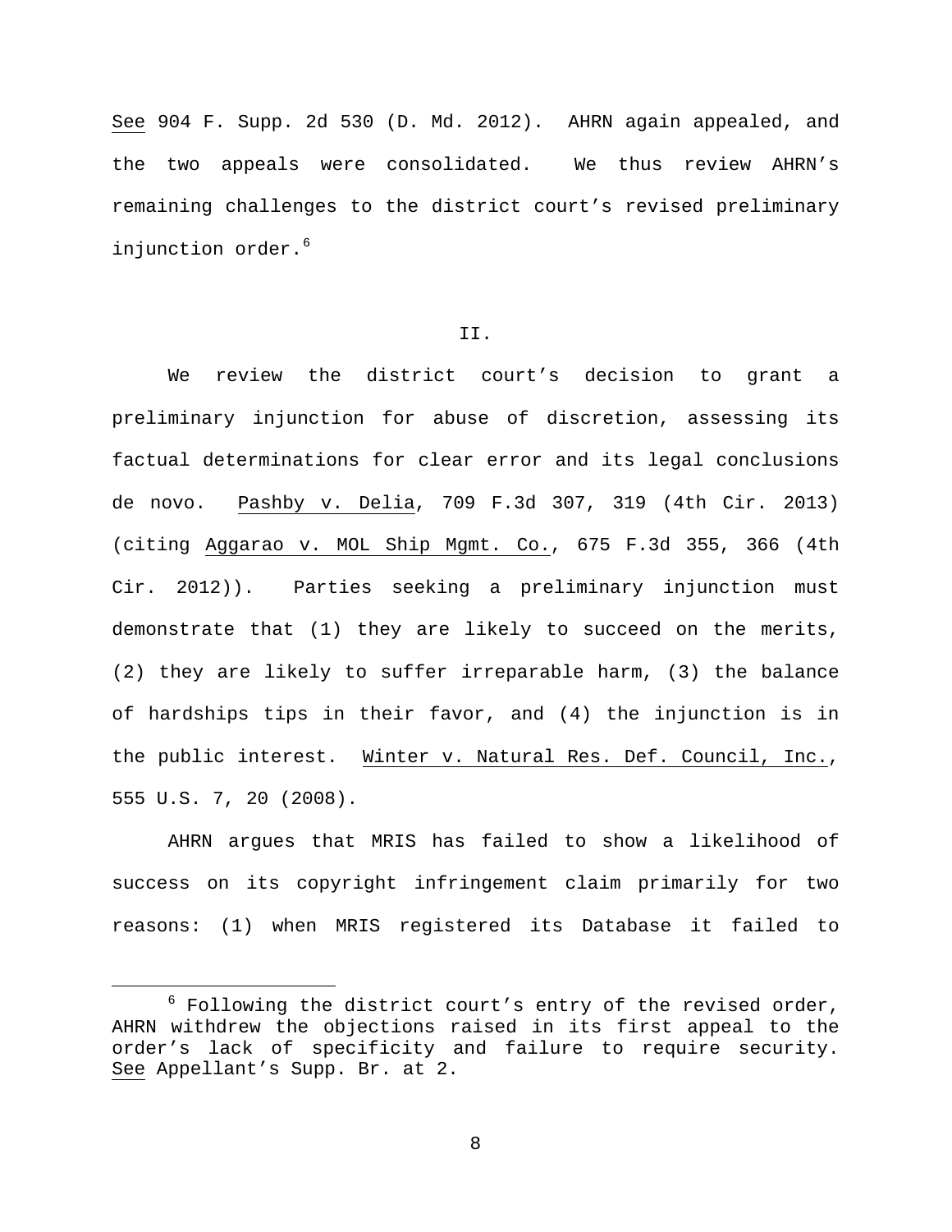See 904 F. Supp. 2d 530 (D. Md. 2012). AHRN again appealed, and the two appeals were consolidated. We thus review AHRN's remaining challenges to the district court's revised preliminary injunction order.[6]

## II.

We review the district court's decision to grant a preliminary injunction for abuse of discretion, assessing its factual determinations for clear error and its legal conclusions de novo. Pashby v. Delia, 709 F.3d 307, 319 (4th Cir. 2013) (citing Aggarao v. MOL Ship Mgmt. Co., 675 F.3d 355, 366 (4th Cir. 2012)). Parties seeking a preliminary injunction must demonstrate that (1) they are likely to succeed on the merits, (2) they are likely to suffer irreparable harm, (3) the balance of hardships tips in their favor, and (4) the injunction is in the public interest. Winter v. Natural Res. Def. Council, Inc., 555 U.S. 7, 20 (2008).

AHRN argues that MRIS has failed to show a likelihood of success on its copyright infringement claim primarily for two reasons: (1) when MRIS registered its Database it failed to

[6] Following the district court's entry of the revised order, AHRN withdrew the objections raised in its first appeal to the order's lack of specificity and failure to require security. See Appellant's Supp. Br. at 2.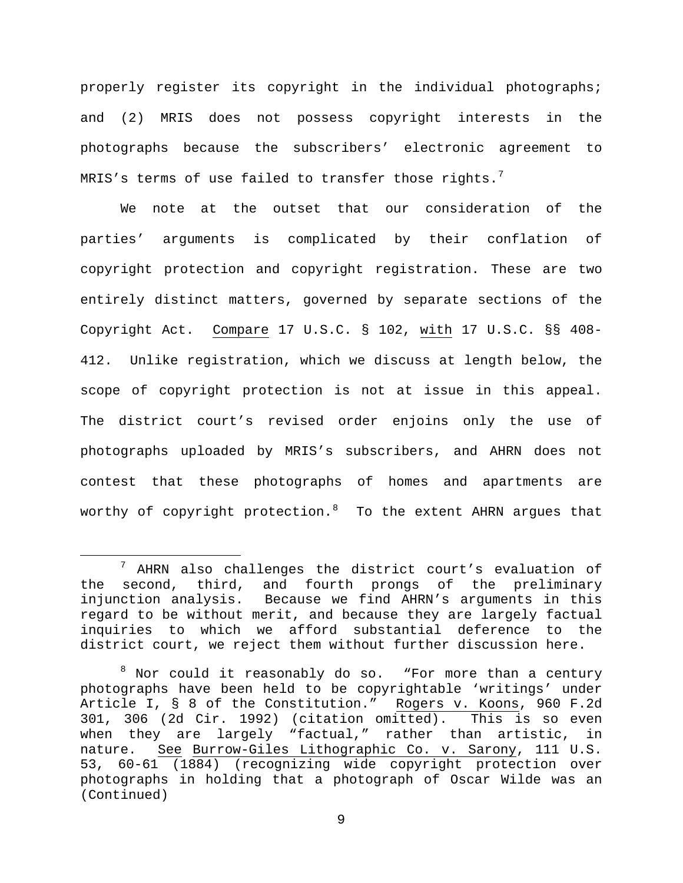properly register its copyright in the individual photographs; and (2) MRIS does not possess copyright interests in the photographs because the subscribers' electronic agreement to MRIS's terms of use failed to transfer those rights.[7]

We note at the outset that our consideration of the parties' arguments is complicated by their conflation of copyright protection and copyright registration. These are two entirely distinct matters, governed by separate sections of the Copyright Act. Compare 17 U.S.C. § 102, with 17 U.S.C. §§ 408-412. Unlike registration, which we discuss at length below, the scope of copyright protection is not at issue in this appeal. The district court's revised order enjoins only the use of photographs uploaded by MRIS's subscribers, and AHRN does not contest that these photographs of homes and apartments are worthy of copyright protection.[8] To the extent AHRN argues that

---

[7] AHRN also challenges the district court's evaluation of the second, third, and fourth prongs of the preliminary injunction analysis. Because we find AHRN's arguments in this regard to be without merit, and because they are largely factual inquiries to which we afford substantial deference to the district court, we reject them without further discussion here.

[8] Nor could it reasonably do so. "For more than a century photographs have been held to be copyrightable 'writings' under Article I, § 8 of the Constitution." Rogers v. Koons, 960 F.2d 301, 306 (2d Cir. 1992) (citation omitted). This is so even when they are largely "factual," rather than artistic, in nature. See Burrow-Giles Lithographic Co. v. Sarony, 111 U.S. 53, 60-61 (1884) (recognizing wide copyright protection over photographs in holding that a photograph of Oscar Wilde was an (Continued)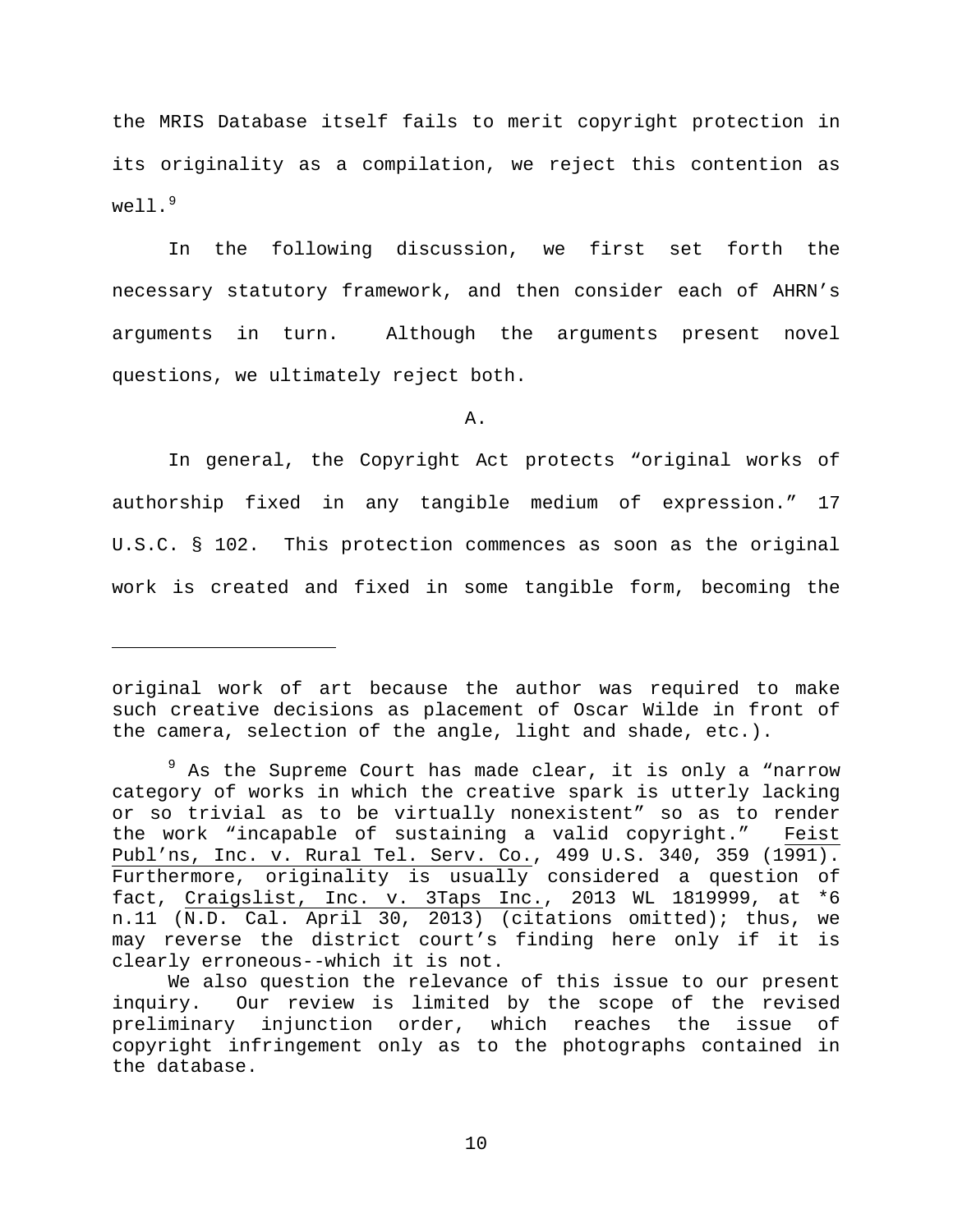the MRIS Database itself fails to merit copyright protection in its originality as a compilation, we reject this contention as well.[9]

In the following discussion, we first set forth the necessary statutory framework, and then consider each of AHRN's arguments in turn. Although the arguments present novel questions, we ultimately reject both.

A.

In general, the Copyright Act protects "original works of authorship fixed in any tangible medium of expression." 17 U.S.C. § 102. This protection commences as soon as the original work is created and fixed in some tangible form, becoming the

---

original work of art because the author was required to make such creative decisions as placement of Oscar Wilde in front of the camera, selection of the angle, light and shade, etc.).

[9] As the Supreme Court has made clear, it is only a "narrow category of works in which the creative spark is utterly lacking or so trivial as to be virtually nonexistent" so as to render the work "incapable of sustaining a valid copyright." Feist Publ'ns, Inc. v. Rural Tel. Serv. Co., 499 U.S. 340, 359 (1991). Furthermore, originality is usually considered a question of fact, Craigslist, Inc. v. 3Taps Inc., 2013 WL 1819999, at *6 n.11 (N.D. Cal. April 30, 2013) (citations omitted); thus, we may reverse the district court's finding here only if it is clearly erroneous--which it is not.

We also question the relevance of this issue to our present inquiry. Our review is limited by the scope of the revised preliminary injunction order, which reaches the issue of copyright infringement only as to the photographs contained in the database.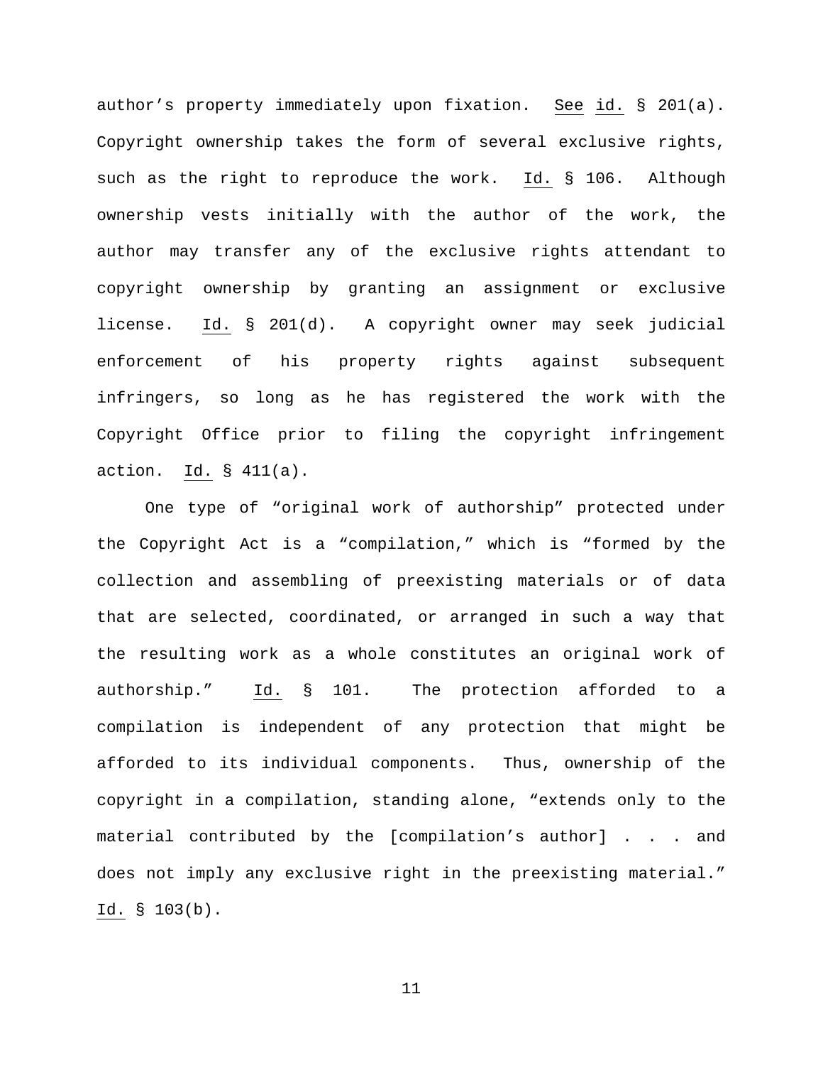author's property immediately upon fixation. See id. § 201(a). Copyright ownership takes the form of several exclusive rights, such as the right to reproduce the work. Id. § 106. Although ownership vests initially with the author of the work, the author may transfer any of the exclusive rights attendant to copyright ownership by granting an assignment or exclusive license. Id. § 201(d). A copyright owner may seek judicial enforcement of his property rights against subsequent infringers, so long as he has registered the work with the Copyright Office prior to filing the copyright infringement action. Id. § 411(a).

One type of "original work of authorship" protected under the Copyright Act is a "compilation," which is "formed by the collection and assembling of preexisting materials or of data that are selected, coordinated, or arranged in such a way that the resulting work as a whole constitutes an original work of authorship." Id. § 101. The protection afforded to a compilation is independent of any protection that might be afforded to its individual components. Thus, ownership of the copyright in a compilation, standing alone, "extends only to the material contributed by the [compilation's author] . . . and does not imply any exclusive right in the preexisting material." Id. § 103(b).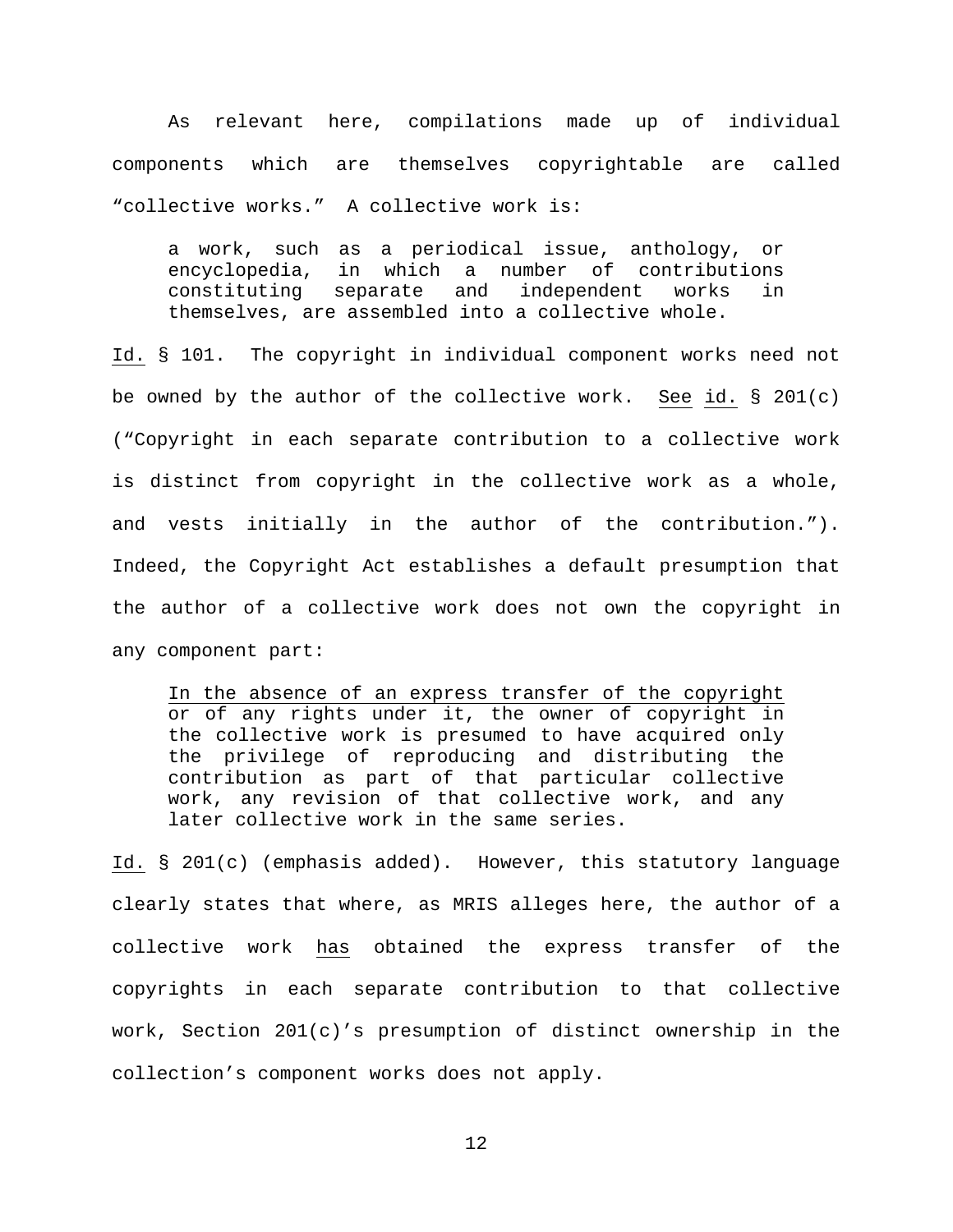As relevant here, compilations made up of individual components which are themselves copyrightable are called "collective works." A collective work is:

> a work, such as a periodical issue, anthology, or encyclopedia, in which a number of contributions constituting separate and independent works in themselves, are assembled into a collective whole.

Id. § 101. The copyright in individual component works need not be owned by the author of the collective work. See id. § 201(c) ("Copyright in each separate contribution to a collective work is distinct from copyright in the collective work as a whole, and vests initially in the author of the contribution."). Indeed, the Copyright Act establishes a default presumption that the author of a collective work does not own the copyright in any component part:

> In the absence of an express transfer of the copyright or of any rights under it, the owner of copyright in the collective work is presumed to have acquired only the privilege of reproducing and distributing the contribution as part of that particular collective work, any revision of that collective work, and any later collective work in the same series.

Id. § 201(c) (emphasis added). However, this statutory language clearly states that where, as MRIS alleges here, the author of a collective work has obtained the express transfer of the copyrights in each separate contribution to that collective work, Section 201(c)'s presumption of distinct ownership in the collection's component works does not apply.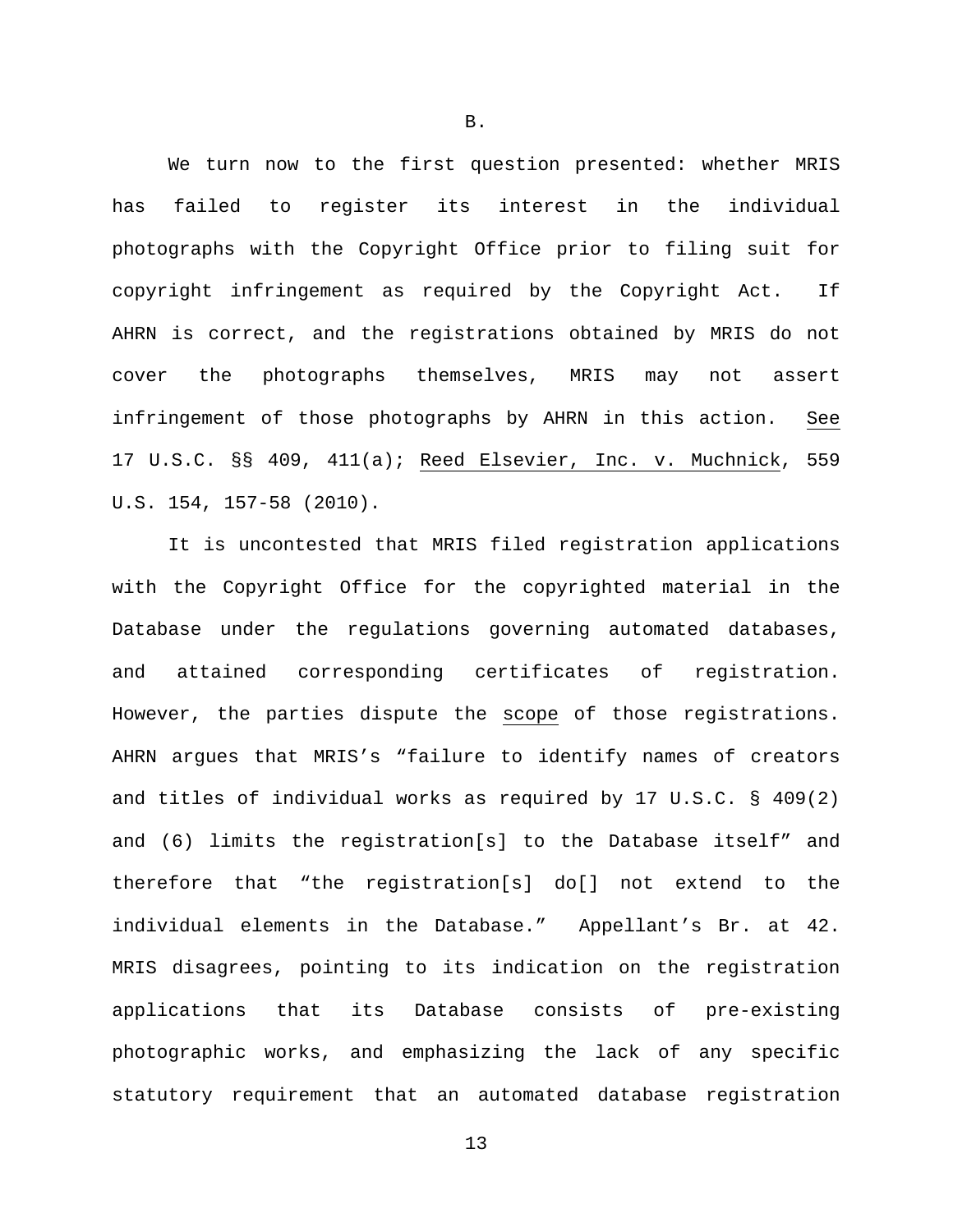B.

We turn now to the first question presented: whether MRIS has failed to register its interest in the individual photographs with the Copyright Office prior to filing suit for copyright infringement as required by the Copyright Act. If AHRN is correct, and the registrations obtained by MRIS do not cover the photographs themselves, MRIS may not assert infringement of those photographs by AHRN in this action. See 17 U.S.C. §§ 409, 411(a); Reed Elsevier, Inc. v. Muchnick, 559 U.S. 154, 157-58 (2010).

It is uncontested that MRIS filed registration applications with the Copyright Office for the copyrighted material in the Database under the regulations governing automated databases, and attained corresponding certificates of registration. However, the parties dispute the scope of those registrations. AHRN argues that MRIS's "failure to identify names of creators and titles of individual works as required by 17 U.S.C. § 409(2) and (6) limits the registration[s] to the Database itself" and therefore that "the registration[s] do[] not extend to the individual elements in the Database." Appellant's Br. at 42. MRIS disagrees, pointing to its indication on the registration applications that its Database consists of pre-existing photographic works, and emphasizing the lack of any specific statutory requirement that an automated database registration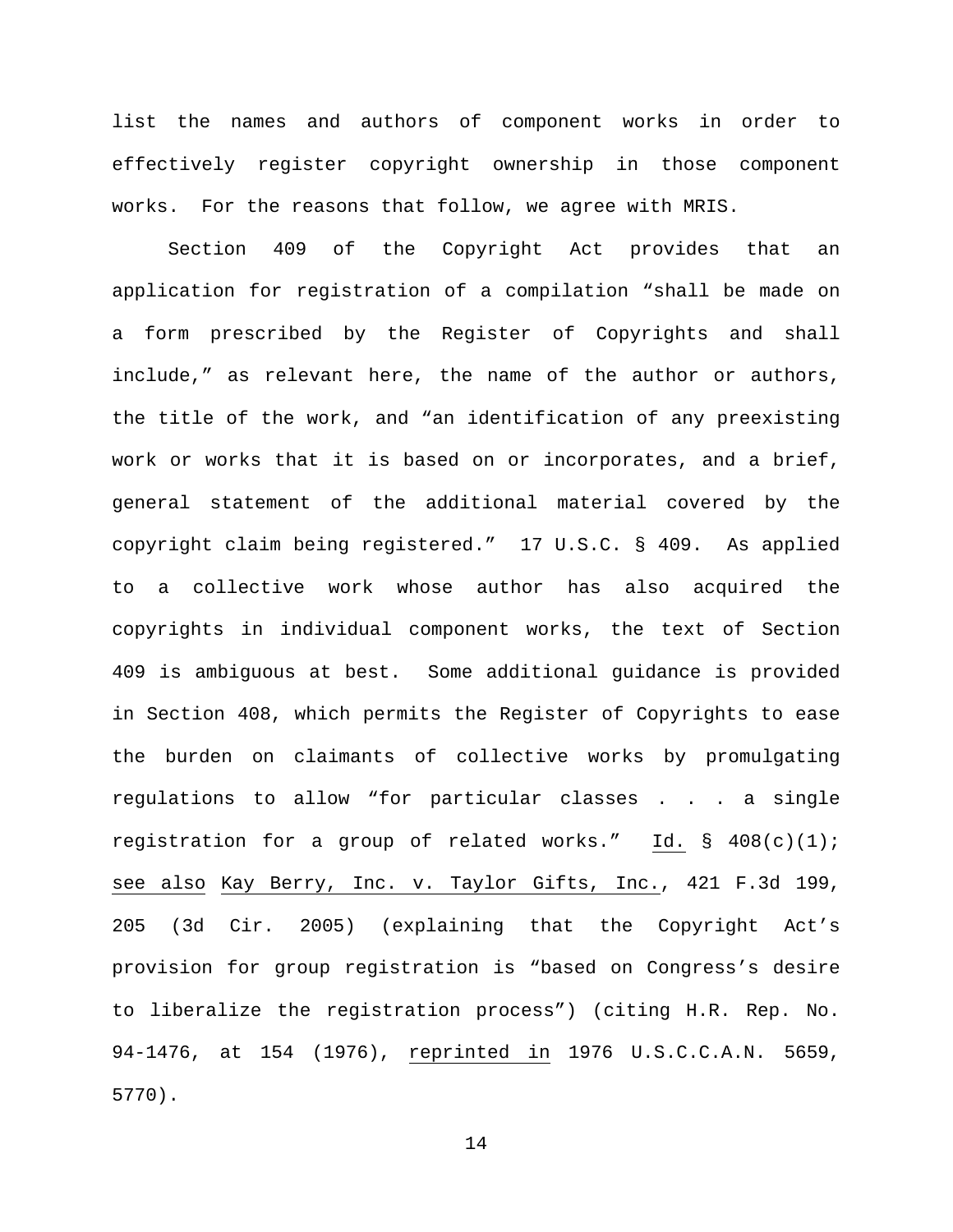list the names and authors of component works in order to effectively register copyright ownership in those component works. For the reasons that follow, we agree with MRIS.

Section 409 of the Copyright Act provides that an application for registration of a compilation "shall be made on a form prescribed by the Register of Copyrights and shall include," as relevant here, the name of the author or authors, the title of the work, and "an identification of any preexisting work or works that it is based on or incorporates, and a brief, general statement of the additional material covered by the copyright claim being registered." 17 U.S.C. § 409. As applied to a collective work whose author has also acquired the copyrights in individual component works, the text of Section 409 is ambiguous at best. Some additional guidance is provided in Section 408, which permits the Register of Copyrights to ease the burden on claimants of collective works by promulgating regulations to allow "for particular classes . . . a single registration for a group of related works." Id. § 408(c)(1); see also Kay Berry, Inc. v. Taylor Gifts, Inc., 421 F.3d 199, 205 (3d Cir. 2005) (explaining that the Copyright Act's provision for group registration is "based on Congress's desire to liberalize the registration process") (citing H.R. Rep. No. 94-1476, at 154 (1976), reprinted in 1976 U.S.C.C.A.N. 5659, 5770).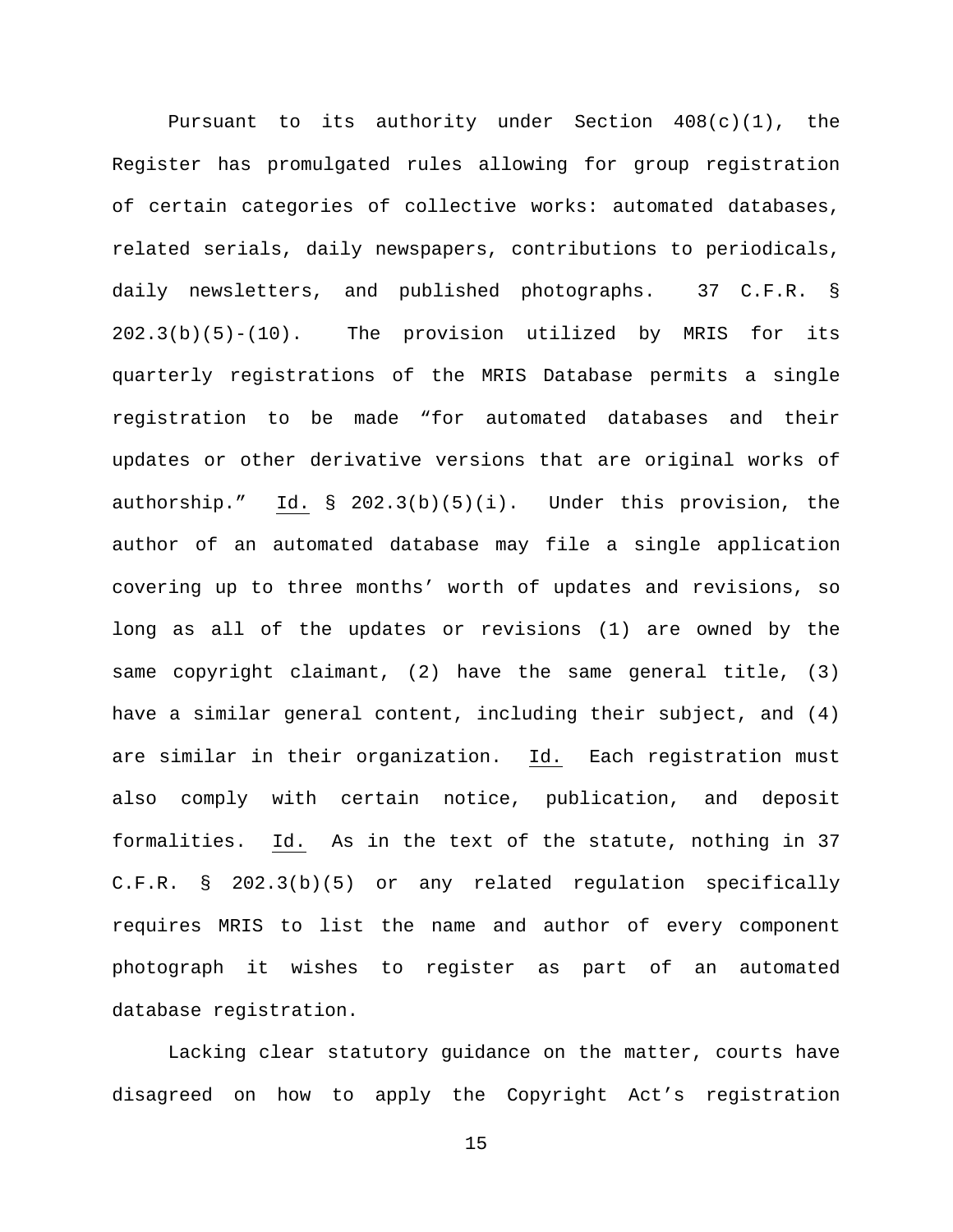Pursuant to its authority under Section 408(c)(1), the Register has promulgated rules allowing for group registration of certain categories of collective works: automated databases, related serials, daily newspapers, contributions to periodicals, daily newsletters, and published photographs. 37 C.F.R. § 202.3(b)(5)-(10). The provision utilized by MRIS for its quarterly registrations of the MRIS Database permits a single registration to be made "for automated databases and their updates or other derivative versions that are original works of authorship." Id. § 202.3(b)(5)(i). Under this provision, the author of an automated database may file a single application covering up to three months' worth of updates and revisions, so long as all of the updates or revisions (1) are owned by the same copyright claimant, (2) have the same general title, (3) have a similar general content, including their subject, and (4) are similar in their organization. Id. Each registration must also comply with certain notice, publication, and deposit formalities. Id. As in the text of the statute, nothing in 37 C.F.R. § 202.3(b)(5) or any related regulation specifically requires MRIS to list the name and author of every component photograph it wishes to register as part of an automated database registration.

Lacking clear statutory guidance on the matter, courts have disagreed on how to apply the Copyright Act's registration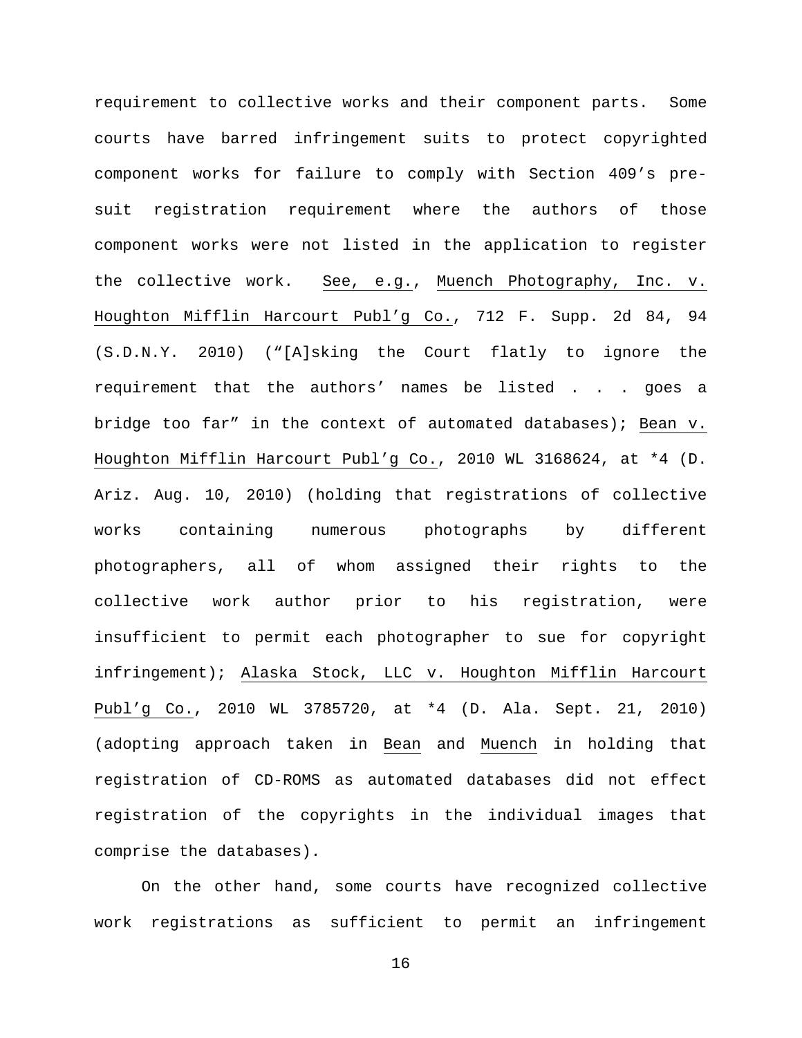requirement to collective works and their component parts. Some courts have barred infringement suits to protect copyrighted component works for failure to comply with Section 409's pre-suit registration requirement where the authors of those component works were not listed in the application to register the collective work. See, e.g., Muench Photography, Inc. v. Houghton Mifflin Harcourt Publ'g Co., 712 F. Supp. 2d 84, 94 (S.D.N.Y. 2010) ("[A]sking the Court flatly to ignore the requirement that the authors' names be listed . . . goes a bridge too far" in the context of automated databases); Bean v. Houghton Mifflin Harcourt Publ'g Co., 2010 WL 3168624, at *4 (D. Ariz. Aug. 10, 2010) (holding that registrations of collective works containing numerous photographs by different photographers, all of whom assigned their rights to the collective work author prior to his registration, were insufficient to permit each photographer to sue for copyright infringement); Alaska Stock, LLC v. Houghton Mifflin Harcourt Publ'g Co., 2010 WL 3785720, at *4 (D. Ala. Sept. 21, 2010) (adopting approach taken in Bean and Muench in holding that registration of CD-ROMS as automated databases did not effect registration of the copyrights in the individual images that comprise the databases).

On the other hand, some courts have recognized collective work registrations as sufficient to permit an infringement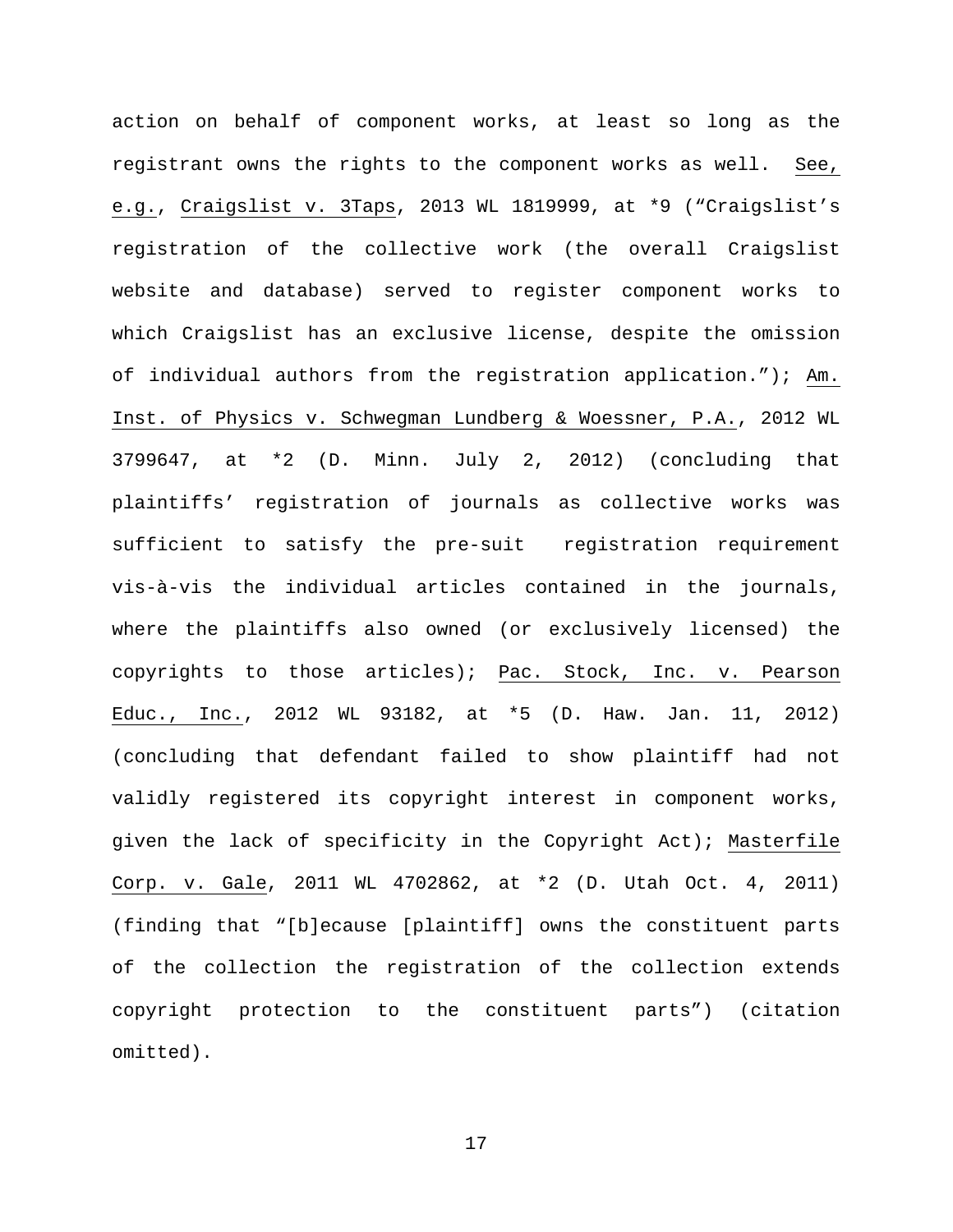action on behalf of component works, at least so long as the registrant owns the rights to the component works as well. See, e.g., Craigslist v. 3Taps, 2013 WL 1819999, at *9 ("Craigslist's registration of the collective work (the overall Craigslist website and database) served to register component works to which Craigslist has an exclusive license, despite the omission of individual authors from the registration application."); Am. Inst. of Physics v. Schwegman Lundberg & Woessner, P.A., 2012 WL 3799647, at *2 (D. Minn. July 2, 2012) (concluding that plaintiffs' registration of journals as collective works was sufficient to satisfy the pre-suit registration requirement vis-à-vis the individual articles contained in the journals, where the plaintiffs also owned (or exclusively licensed) the copyrights to those articles); Pac. Stock, Inc. v. Pearson Educ., Inc., 2012 WL 93182, at *5 (D. Haw. Jan. 11, 2012) (concluding that defendant failed to show plaintiff had not validly registered its copyright interest in component works, given the lack of specificity in the Copyright Act); Masterfile Corp. v. Gale, 2011 WL 4702862, at *2 (D. Utah Oct. 4, 2011) (finding that "[b]ecause [plaintiff] owns the constituent parts of the collection the registration of the collection extends copyright protection to the constituent parts") (citation omitted).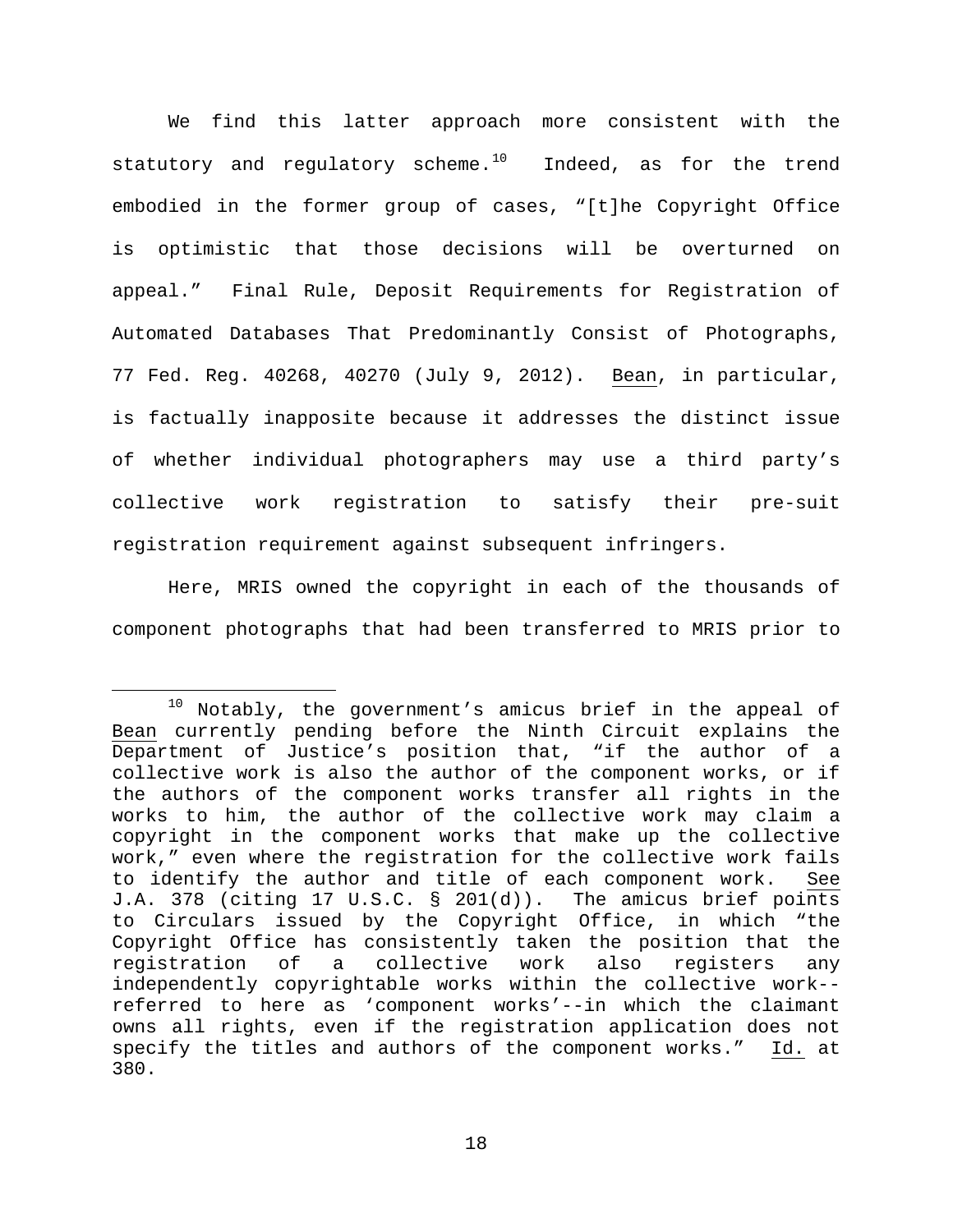We find this latter approach more consistent with the statutory and regulatory scheme.[10] Indeed, as for the trend embodied in the former group of cases, "[t]he Copyright Office is optimistic that those decisions will be overturned on appeal." Final Rule, Deposit Requirements for Registration of Automated Databases That Predominantly Consist of Photographs, 77 Fed. Reg. 40268, 40270 (July 9, 2012). Bean, in particular, is factually inapposite because it addresses the distinct issue of whether individual photographers may use a third party's collective work registration to satisfy their pre-suit registration requirement against subsequent infringers.

Here, MRIS owned the copyright in each of the thousands of component photographs that had been transferred to MRIS prior to

---

[10] Notably, the government's amicus brief in the appeal of Bean currently pending before the Ninth Circuit explains the Department of Justice's position that, "if the author of a collective work is also the author of the component works, or if the authors of the component works transfer all rights in the works to him, the author of the collective work may claim a copyright in the component works that make up the collective work," even where the registration for the collective work fails to identify the author and title of each component work. See J.A. 378 (citing 17 U.S.C. § 201(d)). The amicus brief points to Circulars issued by the Copyright Office, in which "the Copyright Office has consistently taken the position that the registration of a collective work also registers any independently copyrightable works within the collective work--referred to here as 'component works'--in which the claimant owns all rights, even if the registration application does not specify the titles and authors of the component works." Id. at 380.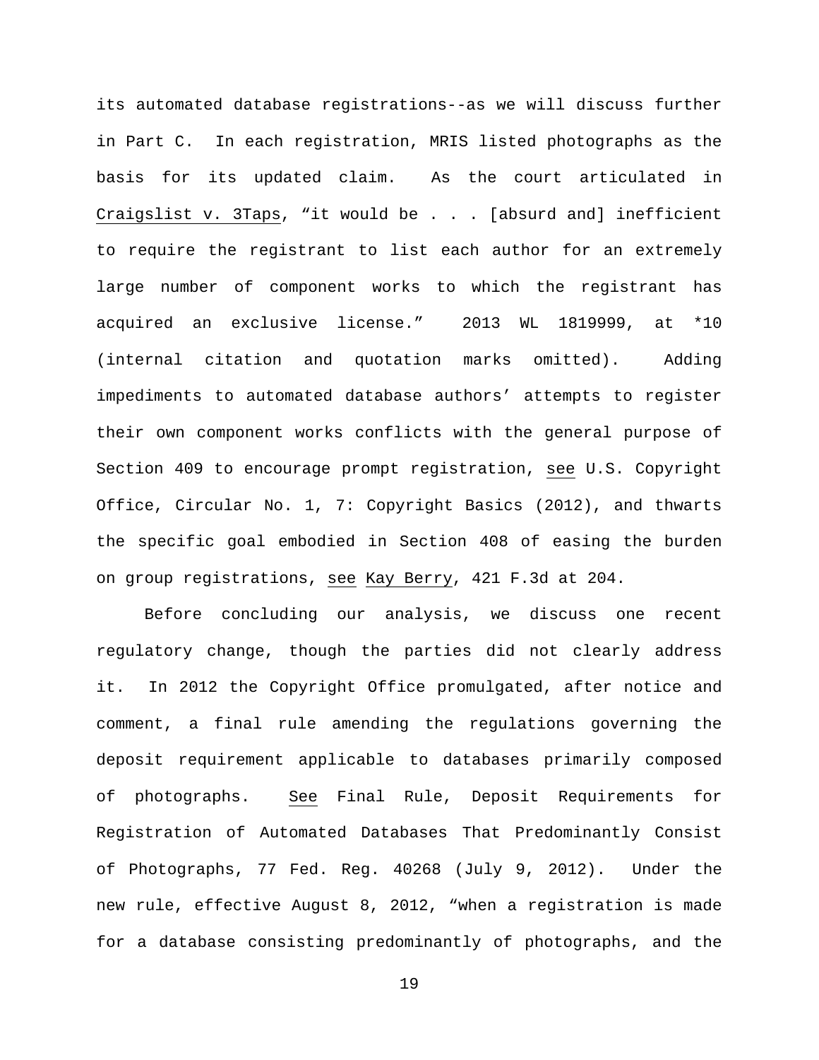its automated database registrations--as we will discuss further in Part C. In each registration, MRIS listed photographs as the basis for its updated claim. As the court articulated in Craigslist v. 3Taps, "it would be . . . [absurd and] inefficient to require the registrant to list each author for an extremely large number of component works to which the registrant has acquired an exclusive license." 2013 WL 1819999, at *10 (internal citation and quotation marks omitted). Adding impediments to automated database authors' attempts to register their own component works conflicts with the general purpose of Section 409 to encourage prompt registration, see U.S. Copyright Office, Circular No. 1, 7: Copyright Basics (2012), and thwarts the specific goal embodied in Section 408 of easing the burden on group registrations, see Kay Berry, 421 F.3d at 204.

Before concluding our analysis, we discuss one recent regulatory change, though the parties did not clearly address it. In 2012 the Copyright Office promulgated, after notice and comment, a final rule amending the regulations governing the deposit requirement applicable to databases primarily composed of photographs. See Final Rule, Deposit Requirements for Registration of Automated Databases That Predominantly Consist of Photographs, 77 Fed. Reg. 40268 (July 9, 2012). Under the new rule, effective August 8, 2012, "when a registration is made for a database consisting predominantly of photographs, and the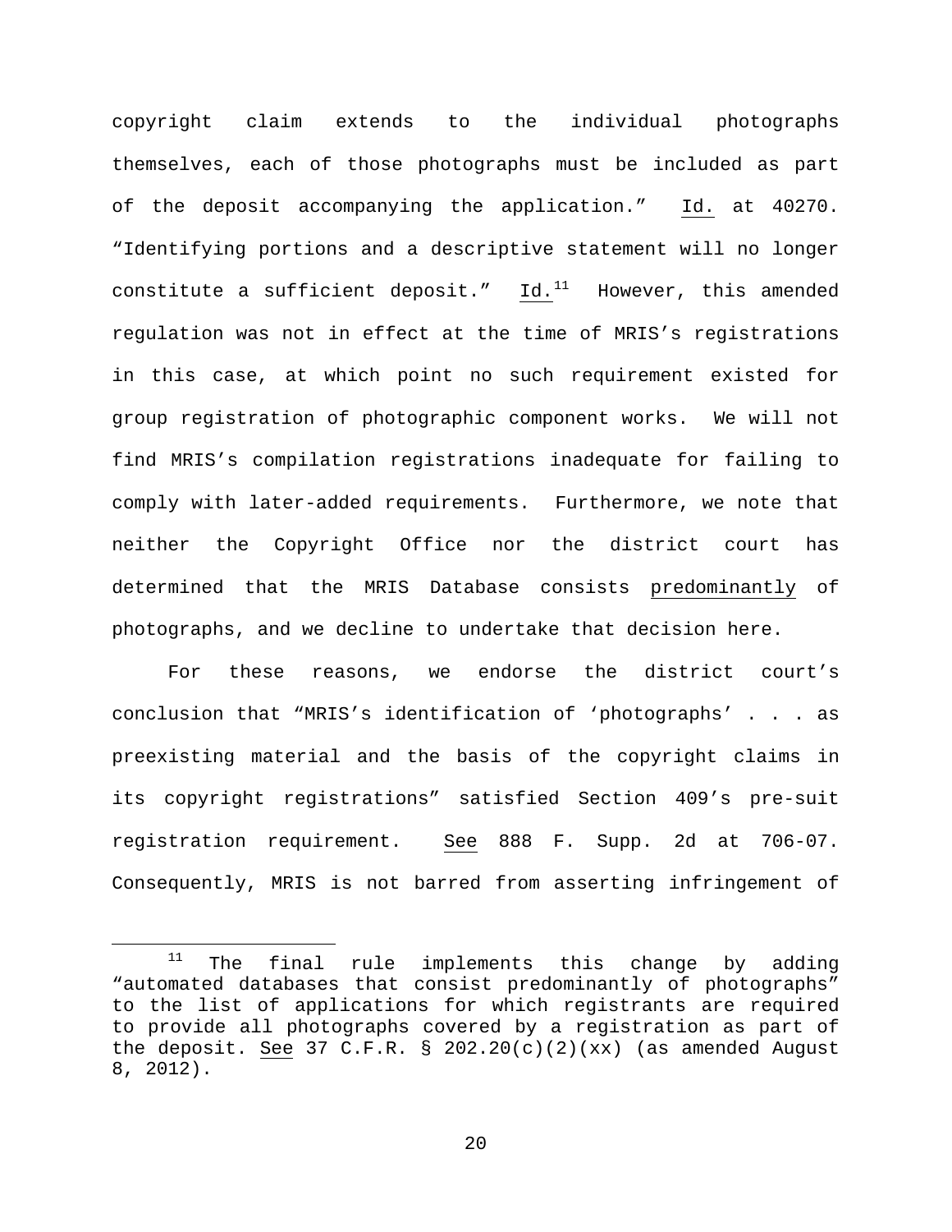copyright claim extends to the individual photographs themselves, each of those photographs must be included as part of the deposit accompanying the application." Id. at 40270. "Identifying portions and a descriptive statement will no longer constitute a sufficient deposit." Id.[11] However, this amended regulation was not in effect at the time of MRIS's registrations in this case, at which point no such requirement existed for group registration of photographic component works. We will not find MRIS's compilation registrations inadequate for failing to comply with later-added requirements. Furthermore, we note that neither the Copyright Office nor the district court has determined that the MRIS Database consists predominantly of photographs, and we decline to undertake that decision here.

For these reasons, we endorse the district court's conclusion that "MRIS's identification of 'photographs' . . . as preexisting material and the basis of the copyright claims in its copyright registrations" satisfied Section 409's pre-suit registration requirement. See 888 F. Supp. 2d at 706-07. Consequently, MRIS is not barred from asserting infringement of

---

[11] The final rule implements this change by adding "automated databases that consist predominantly of photographs" to the list of applications for which registrants are required to provide all photographs covered by a registration as part of the deposit. See 37 C.F.R. § 202.20(c)(2)(xx) (as amended August 8, 2012).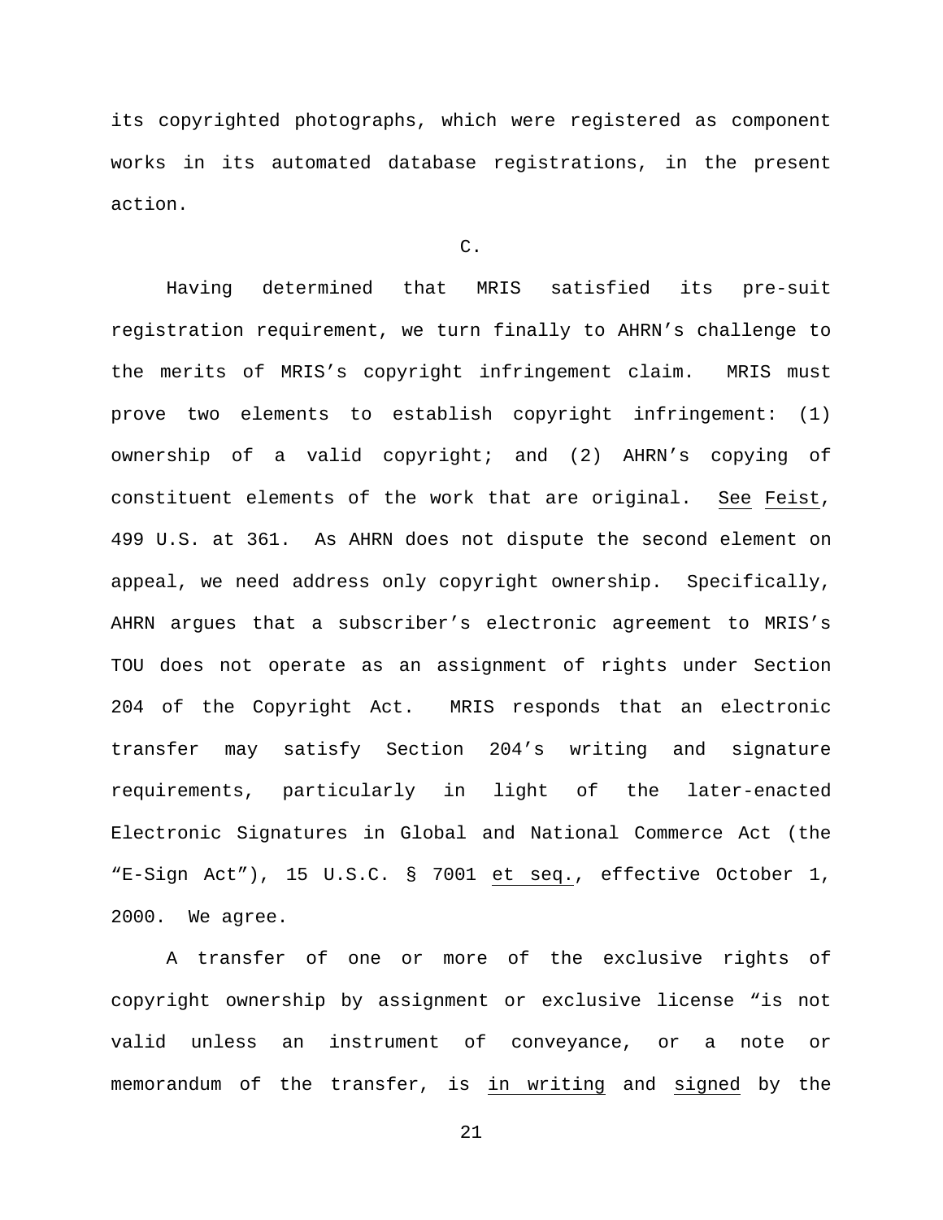its copyrighted photographs, which were registered as component works in its automated database registrations, in the present action.

C.

Having determined that MRIS satisfied its pre-suit registration requirement, we turn finally to AHRN's challenge to the merits of MRIS's copyright infringement claim. MRIS must prove two elements to establish copyright infringement: (1) ownership of a valid copyright; and (2) AHRN's copying of constituent elements of the work that are original. See Feist, 499 U.S. at 361. As AHRN does not dispute the second element on appeal, we need address only copyright ownership. Specifically, AHRN argues that a subscriber's electronic agreement to MRIS's TOU does not operate as an assignment of rights under Section 204 of the Copyright Act. MRIS responds that an electronic transfer may satisfy Section 204's writing and signature requirements, particularly in light of the later-enacted Electronic Signatures in Global and National Commerce Act (the "E-Sign Act"), 15 U.S.C. § 7001 et seq., effective October 1, 2000. We agree.

A transfer of one or more of the exclusive rights of copyright ownership by assignment or exclusive license "is not valid unless an instrument of conveyance, or a note or memorandum of the transfer, is in writing and signed by the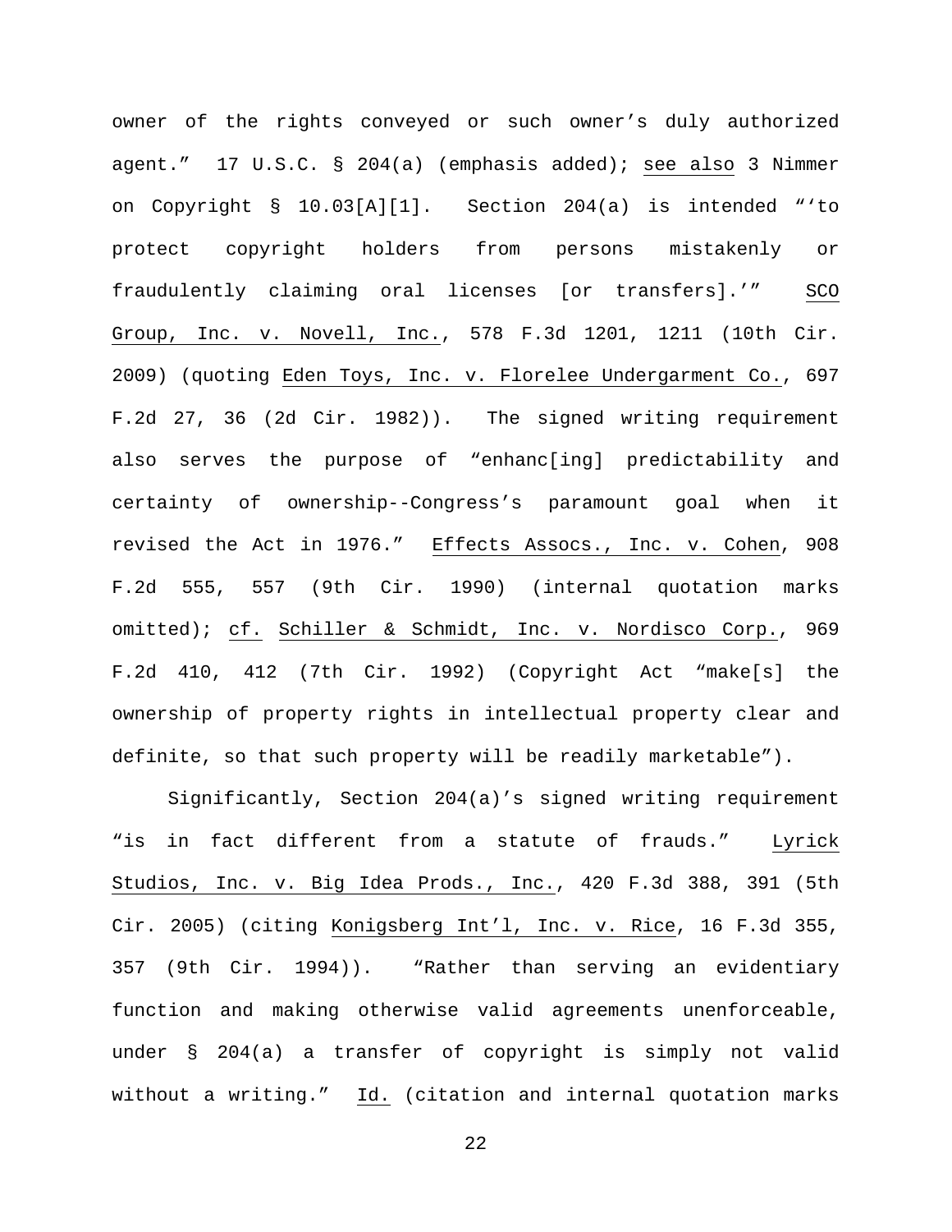owner of the rights conveyed or such owner's duly authorized agent." 17 U.S.C. § 204(a) (emphasis added); see also 3 Nimmer on Copyright § 10.03[A][1]. Section 204(a) is intended "'to protect copyright holders from persons mistakenly or fraudulently claiming oral licenses [or transfers].'" SCO Group, Inc. v. Novell, Inc., 578 F.3d 1201, 1211 (10th Cir. 2009) (quoting Eden Toys, Inc. v. Florelee Undergarment Co., 697 F.2d 27, 36 (2d Cir. 1982)). The signed writing requirement also serves the purpose of "enhanc[ing] predictability and certainty of ownership--Congress's paramount goal when it revised the Act in 1976." Effects Assocs., Inc. v. Cohen, 908 F.2d 555, 557 (9th Cir. 1990) (internal quotation marks omitted); cf. Schiller & Schmidt, Inc. v. Nordisco Corp., 969 F.2d 410, 412 (7th Cir. 1992) (Copyright Act "make[s] the ownership of property rights in intellectual property clear and definite, so that such property will be readily marketable").

Significantly, Section 204(a)'s signed writing requirement "is in fact different from a statute of frauds." Lyrick Studios, Inc. v. Big Idea Prods., Inc., 420 F.3d 388, 391 (5th Cir. 2005) (citing Konigsberg Int'l, Inc. v. Rice, 16 F.3d 355, 357 (9th Cir. 1994)). "Rather than serving an evidentiary function and making otherwise valid agreements unenforceable, under § 204(a) a transfer of copyright is simply not valid without a writing." Id. (citation and internal quotation marks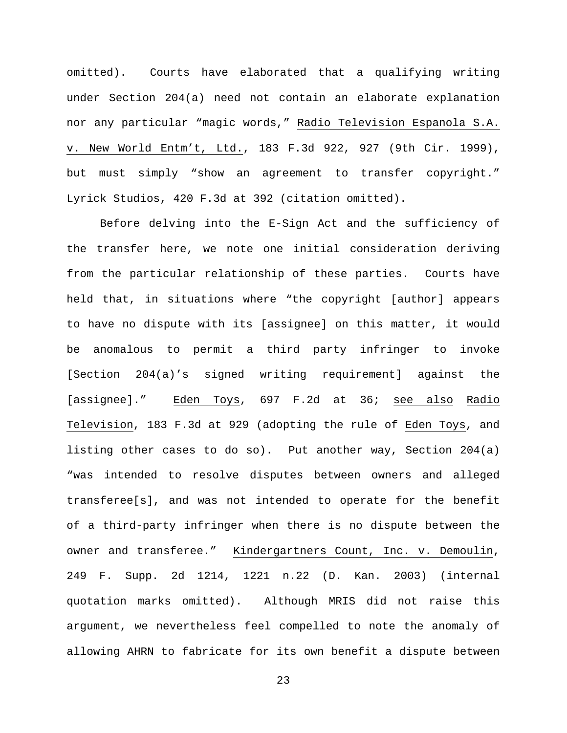omitted). Courts have elaborated that a qualifying writing under Section 204(a) need not contain an elaborate explanation nor any particular "magic words," Radio Television Espanola S.A. v. New World Entm't, Ltd., 183 F.3d 922, 927 (9th Cir. 1999), but must simply "show an agreement to transfer copyright." Lyrick Studios, 420 F.3d at 392 (citation omitted).

Before delving into the E-Sign Act and the sufficiency of the transfer here, we note one initial consideration deriving from the particular relationship of these parties. Courts have held that, in situations where "the copyright [author] appears to have no dispute with its [assignee] on this matter, it would be anomalous to permit a third party infringer to invoke [Section 204(a)'s signed writing requirement] against the [assignee]." Eden Toys, 697 F.2d at 36; see also Radio Television, 183 F.3d at 929 (adopting the rule of Eden Toys, and listing other cases to do so). Put another way, Section 204(a) "was intended to resolve disputes between owners and alleged transferee[s], and was not intended to operate for the benefit of a third-party infringer when there is no dispute between the owner and transferee." Kindergartners Count, Inc. v. Demoulin, 249 F. Supp. 2d 1214, 1221 n.22 (D. Kan. 2003) (internal quotation marks omitted). Although MRIS did not raise this argument, we nevertheless feel compelled to note the anomaly of allowing AHRN to fabricate for its own benefit a dispute between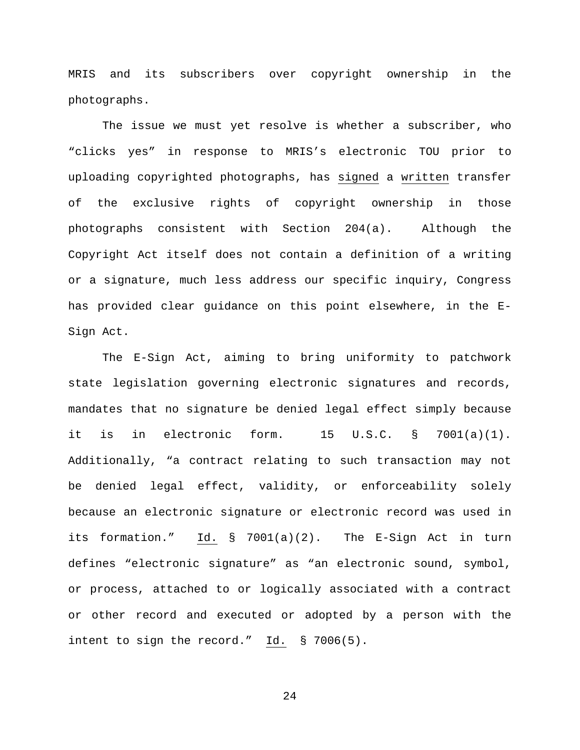MRIS and its subscribers over copyright ownership in the photographs.

The issue we must yet resolve is whether a subscriber, who "clicks yes" in response to MRIS's electronic TOU prior to uploading copyrighted photographs, has <u>signed</u> a <u>written</u> transfer of the exclusive rights of copyright ownership in those photographs consistent with Section 204(a). Although the Copyright Act itself does not contain a definition of a writing or a signature, much less address our specific inquiry, Congress has provided clear guidance on this point elsewhere, in the E-Sign Act.

The E-Sign Act, aiming to bring uniformity to patchwork state legislation governing electronic signatures and records, mandates that no signature be denied legal effect simply because it is in electronic form. 15 U.S.C. § 7001(a)(1). Additionally, "a contract relating to such transaction may not be denied legal effect, validity, or enforceability solely because an electronic signature or electronic record was used in its formation." <u>Id.</u> § 7001(a)(2). The E-Sign Act in turn defines "electronic signature" as "an electronic sound, symbol, or process, attached to or logically associated with a contract or other record and executed or adopted by a person with the intent to sign the record." <u>Id.</u> § 7006(5).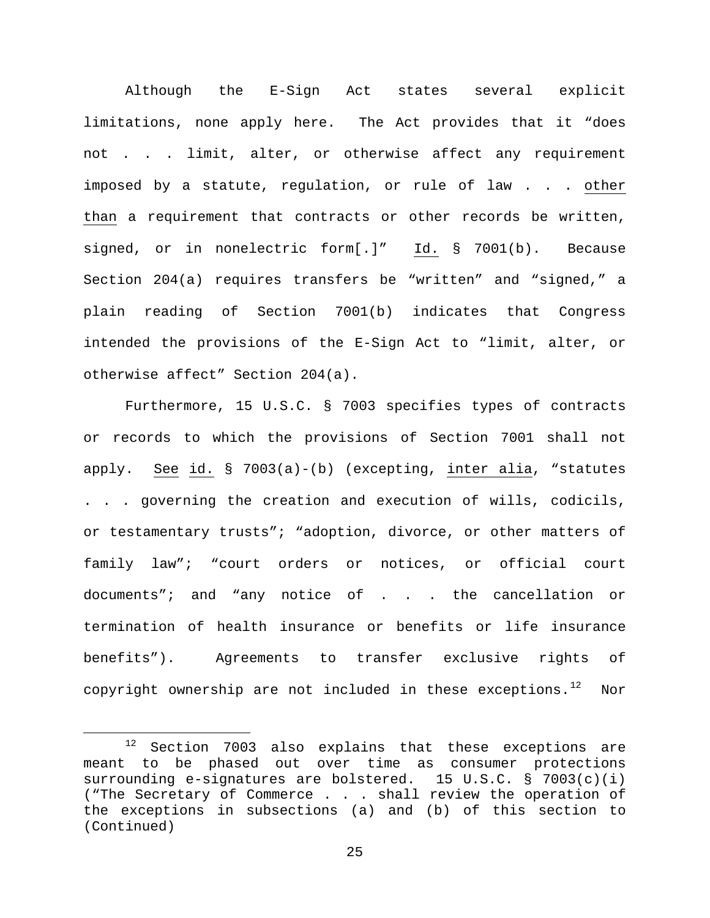Although the E-Sign Act states several explicit limitations, none apply here. The Act provides that it "does not . . . limit, alter, or otherwise affect any requirement imposed by a statute, regulation, or rule of law . . . other than a requirement that contracts or other records be written, signed, or in nonelectric form[.]" Id. § 7001(b). Because Section 204(a) requires transfers be "written" and "signed," a plain reading of Section 7001(b) indicates that Congress intended the provisions of the E-Sign Act to "limit, alter, or otherwise affect" Section 204(a).

Furthermore, 15 U.S.C. § 7003 specifies types of contracts or records to which the provisions of Section 7001 shall not apply. See id. § 7003(a)-(b) (excepting, inter alia, "statutes . . . governing the creation and execution of wills, codicils, or testamentary trusts"; "adoption, divorce, or other matters of family law"; "court orders or notices, or official court documents"; and "any notice of . . . the cancellation or termination of health insurance or benefits or life insurance benefits"). Agreements to transfer exclusive rights of copyright ownership are not included in these exceptions.[12] Nor

[12] Section 7003 also explains that these exceptions are meant to be phased out over time as consumer protections surrounding e-signatures are bolstered. 15 U.S.C. § 7003(c)(i) ("The Secretary of Commerce . . . shall review the operation of the exceptions in subsections (a) and (b) of this section to (Continued)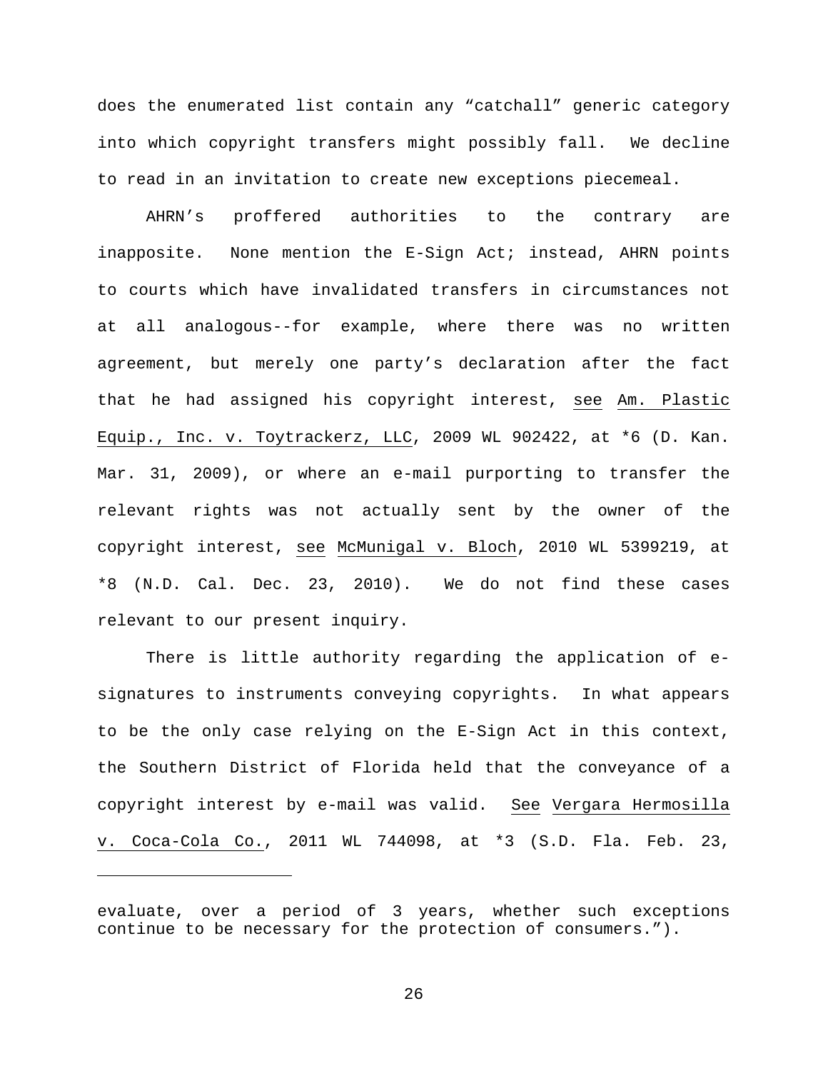does the enumerated list contain any "catchall" generic category into which copyright transfers might possibly fall. We decline to read in an invitation to create new exceptions piecemeal.

AHRN's proffered authorities to the contrary are inapposite. None mention the E-Sign Act; instead, AHRN points to courts which have invalidated transfers in circumstances not at all analogous--for example, where there was no written agreement, but merely one party's declaration after the fact that he had assigned his copyright interest, see Am. Plastic Equip., Inc. v. Toytrackerz, LLC, 2009 WL 902422, at *6 (D. Kan. Mar. 31, 2009), or where an e-mail purporting to transfer the relevant rights was not actually sent by the owner of the copyright interest, see McMunigal v. Bloch, 2010 WL 5399219, at *8 (N.D. Cal. Dec. 23, 2010). We do not find these cases relevant to our present inquiry.

There is little authority regarding the application of e-signatures to instruments conveying copyrights. In what appears to be the only case relying on the E-Sign Act in this context, the Southern District of Florida held that the conveyance of a copyright interest by e-mail was valid. See Vergara Hermosilla v. Coca-Cola Co., 2011 WL 744098, at *3 (S.D. Fla. Feb. 23,

---

evaluate, over a period of 3 years, whether such exceptions continue to be necessary for the protection of consumers.").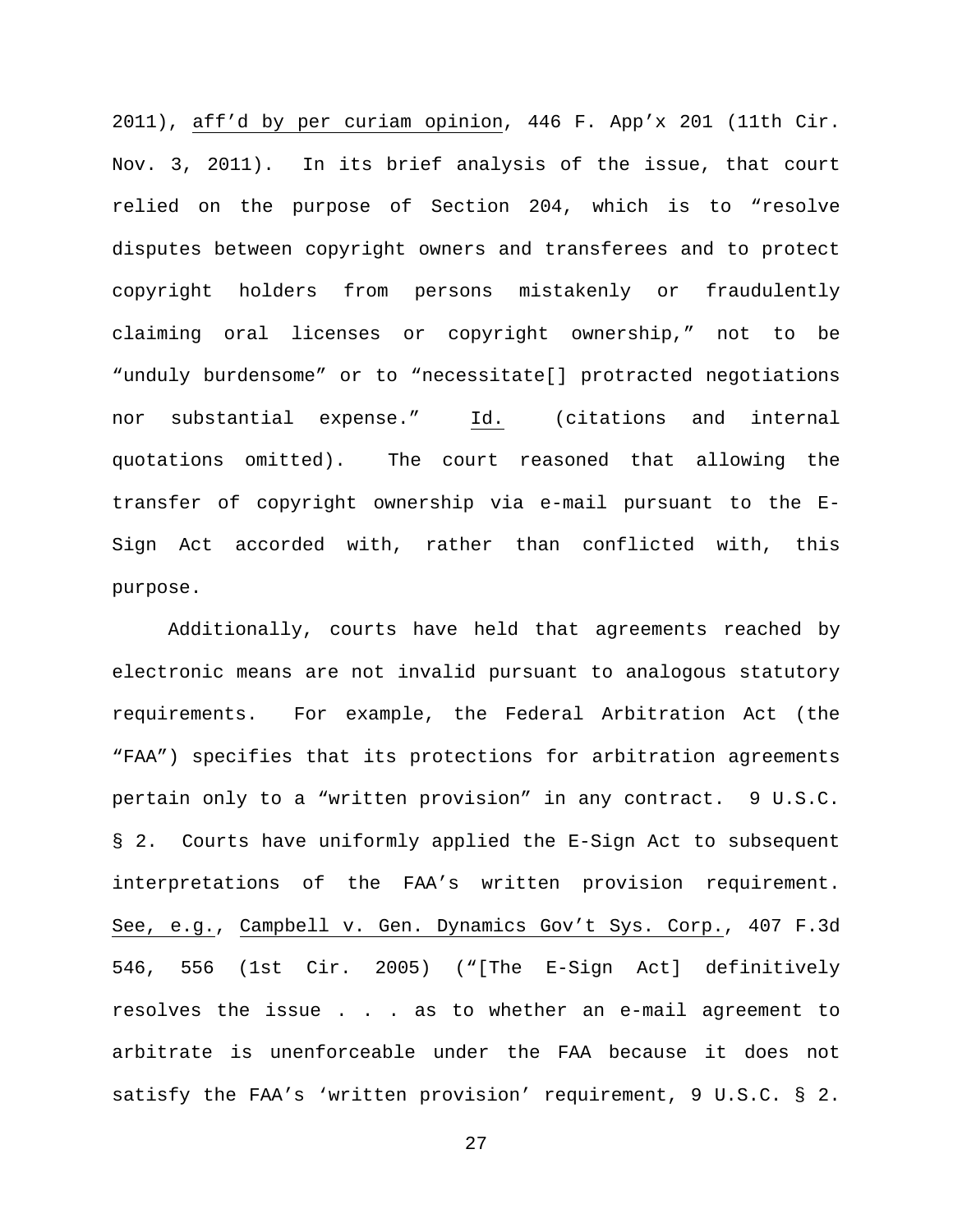2011), aff'd by per curiam opinion, 446 F. App'x 201 (11th Cir. Nov. 3, 2011). In its brief analysis of the issue, that court relied on the purpose of Section 204, which is to "resolve disputes between copyright owners and transferees and to protect copyright holders from persons mistakenly or fraudulently claiming oral licenses or copyright ownership," not to be "unduly burdensome" or to "necessitate[] protracted negotiations nor substantial expense." Id. (citations and internal quotations omitted). The court reasoned that allowing the transfer of copyright ownership via e-mail pursuant to the E-Sign Act accorded with, rather than conflicted with, this purpose.

Additionally, courts have held that agreements reached by electronic means are not invalid pursuant to analogous statutory requirements. For example, the Federal Arbitration Act (the "FAA") specifies that its protections for arbitration agreements pertain only to a "written provision" in any contract. 9 U.S.C. § 2. Courts have uniformly applied the E-Sign Act to subsequent interpretations of the FAA's written provision requirement. See, e.g., Campbell v. Gen. Dynamics Gov't Sys. Corp., 407 F.3d 546, 556 (1st Cir. 2005) ("[The E-Sign Act] definitively resolves the issue . . . as to whether an e-mail agreement to arbitrate is unenforceable under the FAA because it does not satisfy the FAA's 'written provision' requirement, 9 U.S.C. § 2.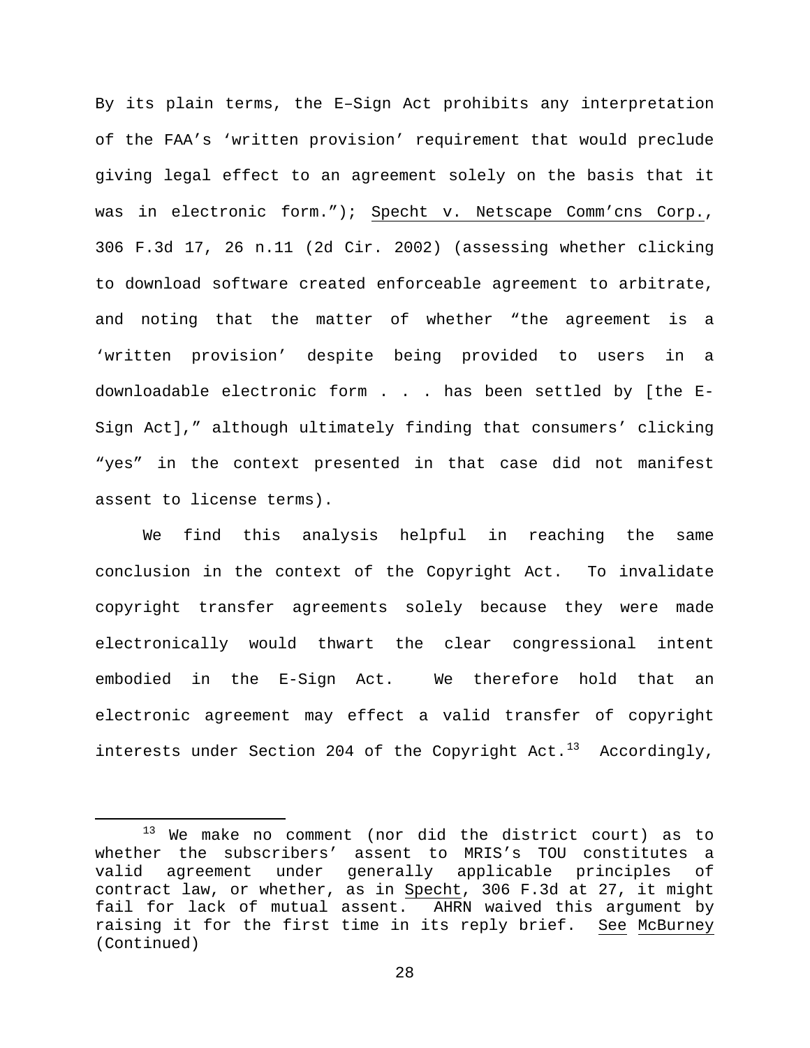By its plain terms, the E–Sign Act prohibits any interpretation of the FAA's 'written provision' requirement that would preclude giving legal effect to an agreement solely on the basis that it was in electronic form."); Specht v. Netscape Comm'cns Corp., 306 F.3d 17, 26 n.11 (2d Cir. 2002) (assessing whether clicking to download software created enforceable agreement to arbitrate, and noting that the matter of whether "the agreement is a 'written provision' despite being provided to users in a downloadable electronic form . . . has been settled by [the E-Sign Act]," although ultimately finding that consumers' clicking "yes" in the context presented in that case did not manifest assent to license terms).

We find this analysis helpful in reaching the same conclusion in the context of the Copyright Act. To invalidate copyright transfer agreements solely because they were made electronically would thwart the clear congressional intent embodied in the E-Sign Act. We therefore hold that an electronic agreement may effect a valid transfer of copyright interests under Section 204 of the Copyright Act.[13] Accordingly,

---

[13] We make no comment (nor did the district court) as to whether the subscribers' assent to MRIS's TOU constitutes a valid agreement under generally applicable principles of contract law, or whether, as in Specht, 306 F.3d at 27, it might fail for lack of mutual assent. AHRN waived this argument by raising it for the first time in its reply brief. See McBurney (Continued)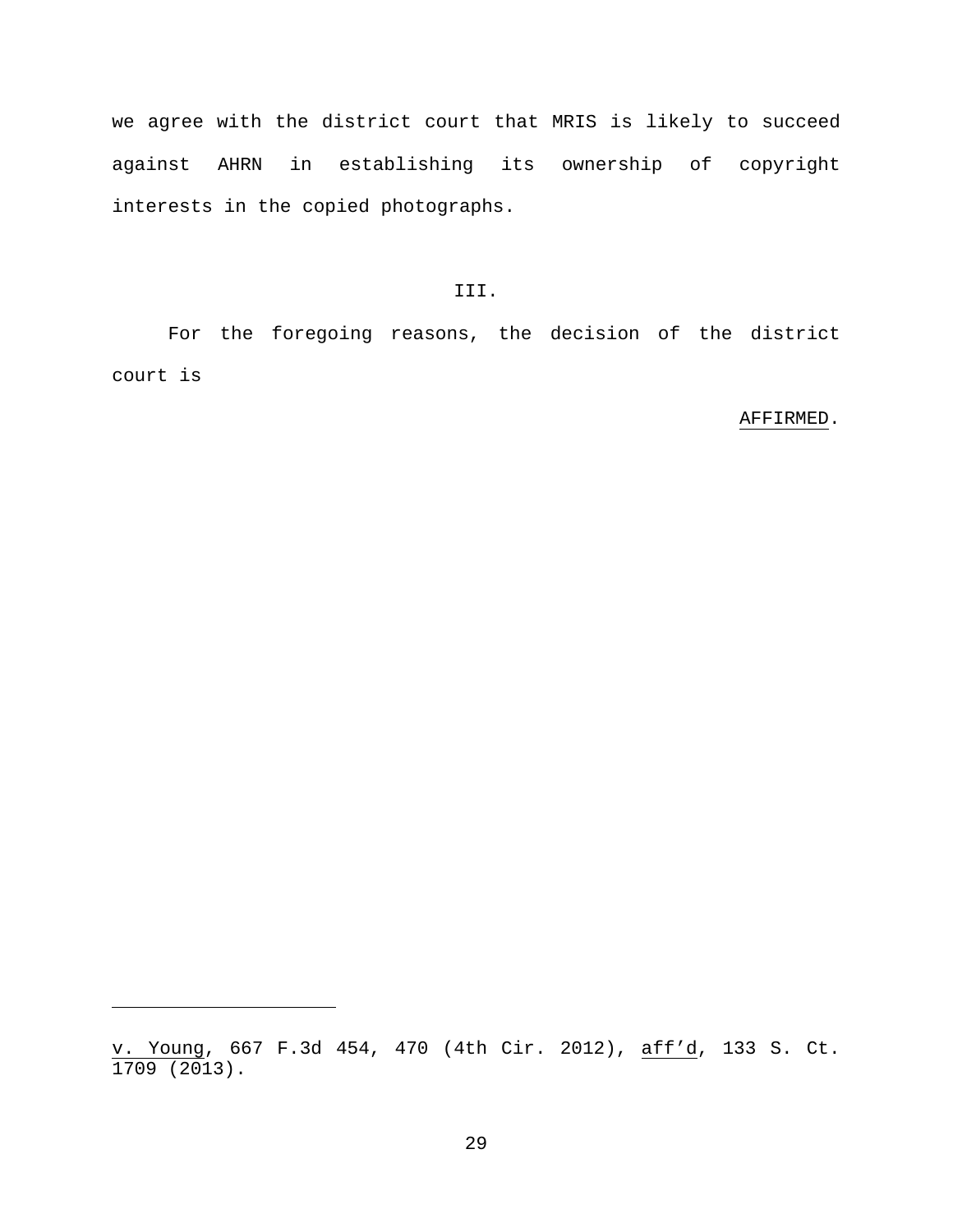we agree with the district court that MRIS is likely to succeed against AHRN in establishing its ownership of copyright interests in the copied photographs.

III.

For the foregoing reasons, the decision of the district court is

AFFIRMED.

---

v. Young, 667 F.3d 454, 470 (4th Cir. 2012), aff'd, 133 S. Ct. 1709 (2013).